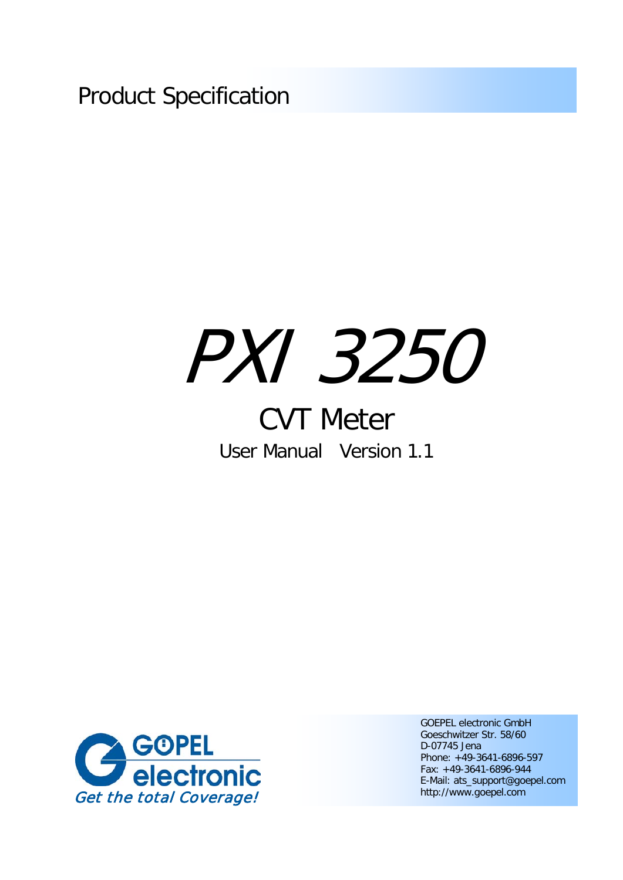Product Specification

# PXI 3250

## CVT Meter

User Manual Version 1.1

GÖPEL electronic

*Get the total Coverage!*

GOEPEL electronic GmbH
Goeschwitzer Str. 58/60
D-07745 Jena
Phone: +49-3641-6896-597
Fax: +49-3641-6896-944
E-Mail: ats_support@goepel.com
http://www.goepel.com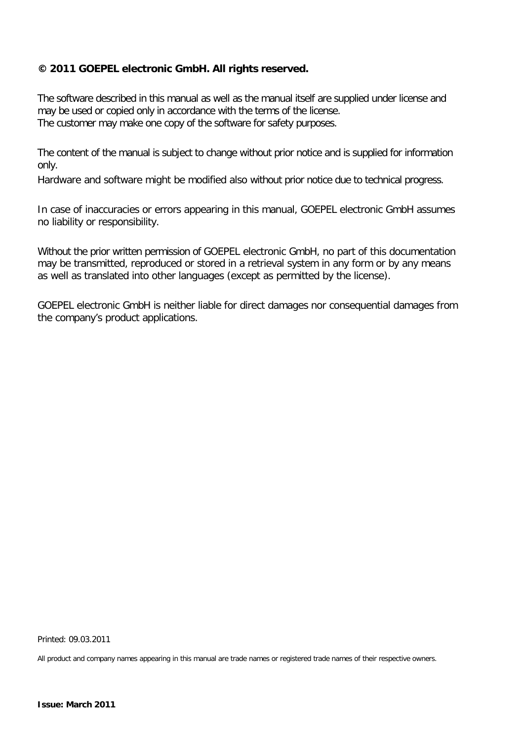**© 2011 GOEPEL electronic GmbH. All rights reserved.**

The software described in this manual as well as the manual itself are supplied under license and may be used or copied only in accordance with the terms of the license.
The customer may make one copy of the software for safety purposes.

The content of the manual is subject to change without prior notice and is supplied for information only.
Hardware and software might be modified also without prior notice due to technical progress.

In case of inaccuracies or errors appearing in this manual, GOEPEL electronic GmbH assumes no liability or responsibility.

Without the prior written permission of GOEPEL electronic GmbH, no part of this documentation may be transmitted, reproduced or stored in a retrieval system in any form or by any means as well as translated into other languages (except as permitted by the license).

GOEPEL electronic GmbH is neither liable for direct damages nor consequential damages from the company's product applications.

Printed: 09.03.2011

All product and company names appearing in this manual are trade names or registered trade names of their respective owners.

**Issue: March 2011**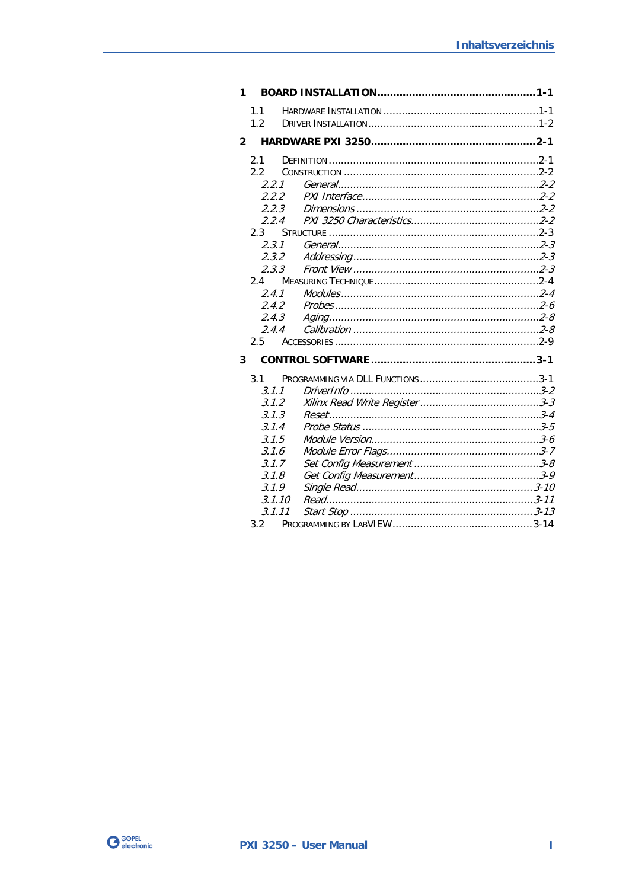# Inhaltsverzeichnis

**1 BOARD INSTALLATION ................................................ 1-1**

1.1 HARDWARE INSTALLATION ................................................ 1-1
1.2 DRIVER INSTALLATION ................................................ 1-2

**2 HARDWARE PXI 3250 ................................................ 2-1**

2.1 DEFINITION ................................................ 2-1
2.2 CONSTRUCTION ................................................ 2-2
*2.2.1 General ................................................ 2-2*
*2.2.2 PXI Interface ................................................ 2-2*
*2.2.3 Dimensions ................................................ 2-2*
*2.2.4 PXI 3250 Characteristics ................................................ 2-2*
2.3 STRUCTURE ................................................ 2-3
*2.3.1 General ................................................ 2-3*
*2.3.2 Addressing ................................................ 2-3*
*2.3.3 Front View ................................................ 2-3*
2.4 MEASURING TECHNIQUE ................................................ 2-4
*2.4.1 Modules ................................................ 2-4*
*2.4.2 Probes ................................................ 2-6*
*2.4.3 Aging ................................................ 2-8*
*2.4.4 Calibration ................................................ 2-8*
2.5 ACCESSORIES ................................................ 2-9

**3 CONTROL SOFTWARE ................................................ 3-1**

3.1 PROGRAMMING VIA DLL FUNCTIONS ................................................ 3-1
*3.1.1 DriverInfo ................................................ 3-2*
*3.1.2 Xilinx Read Write Register ................................................ 3-3*
*3.1.3 Reset ................................................ 3-4*
*3.1.4 Probe Status ................................................ 3-5*
*3.1.5 Module Version ................................................ 3-6*
*3.1.6 Module Error Flags ................................................ 3-7*
*3.1.7 Set Config Measurement ................................................ 3-8*
*3.1.8 Get Config Measurement ................................................ 3-9*
*3.1.9 Single Read ................................................ 3-10*
*3.1.10 Read ................................................ 3-11*
*3.1.11 Start Stop ................................................ 3-13*
3.2 PROGRAMMING BY LABVIEW ................................................ 3-14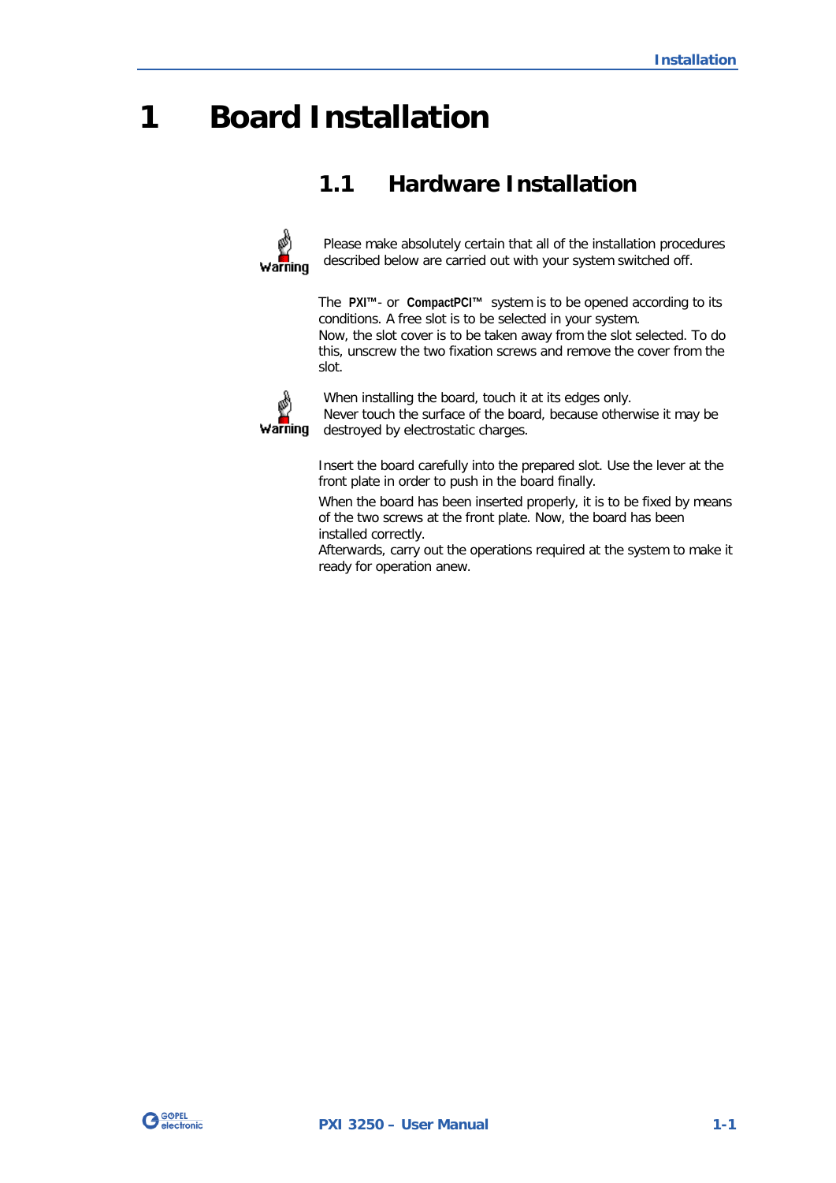# 1 Board Installation

## 1.1 Hardware Installation

**Warning**

Please make absolutely certain that all of the installation procedures described below are carried out with your system switched off.

The **PXI™**- or **CompactPCI™** system is to be opened according to its conditions. A free slot is to be selected in your system.
Now, the slot cover is to be taken away from the slot selected. To do this, unscrew the two fixation screws and remove the cover from the slot.

**Warning**

When installing the board, touch it at its edges only.
Never touch the surface of the board, because otherwise it may be destroyed by electrostatic charges.

Insert the board carefully into the prepared slot. Use the lever at the front plate in order to push in the board finally.

When the board has been inserted properly, it is to be fixed by means of the two screws at the front plate. Now, the board has been installed correctly.
Afterwards, carry out the operations required at the system to make it ready for operation anew.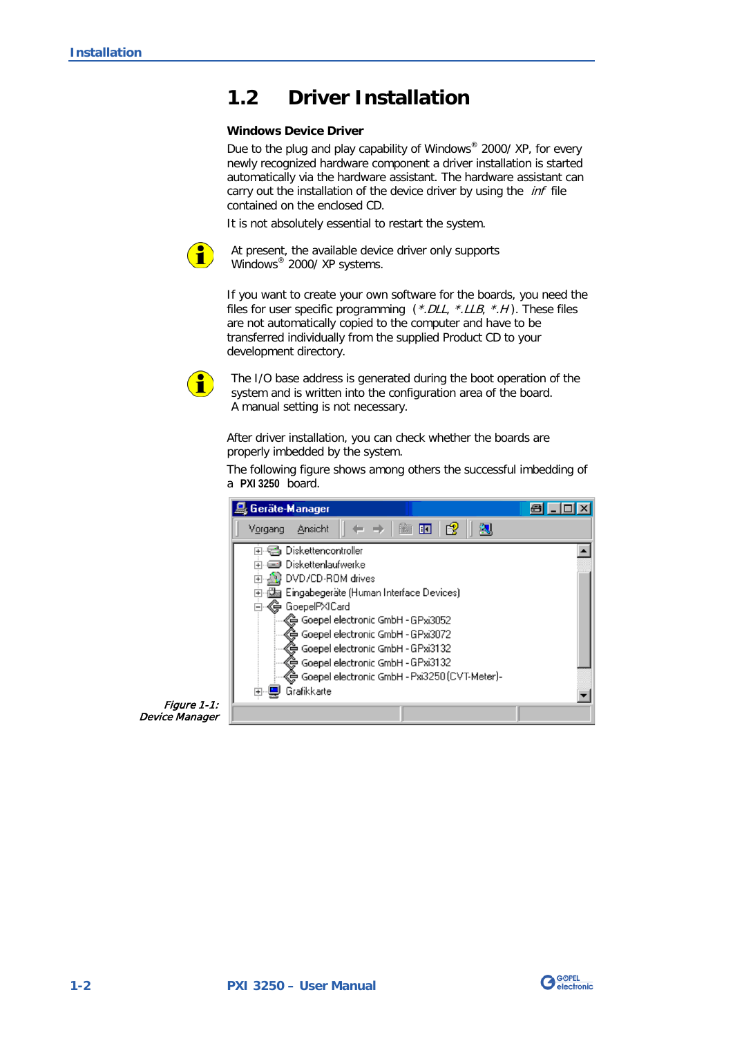## 1.2 Driver Installation

**Windows Device Driver**

Due to the plug and play capability of Windows® 2000/ XP, for every newly recognized hardware component a driver installation is started automatically via the hardware assistant. The hardware assistant can carry out the installation of the device driver by using the *inf* file contained on the enclosed CD.

It is not absolutely essential to restart the system.

At present, the available device driver only supports Windows® 2000/ XP systems.

If you want to create your own software for the boards, you need the files for user specific programming (*\*.DLL*, *\*.LLB*, *\*.H*). These files are not automatically copied to the computer and have to be transferred individually from the supplied Product CD to your development directory.

The I/O base address is generated during the boot operation of the system and is written into the configuration area of the board. A manual setting is not necessary.

After driver installation, you can check whether the boards are properly imbedded by the system.

The following figure shows among others the successful imbedding of a **PXI 3250** board.

*Figure 1-1: Device Manager*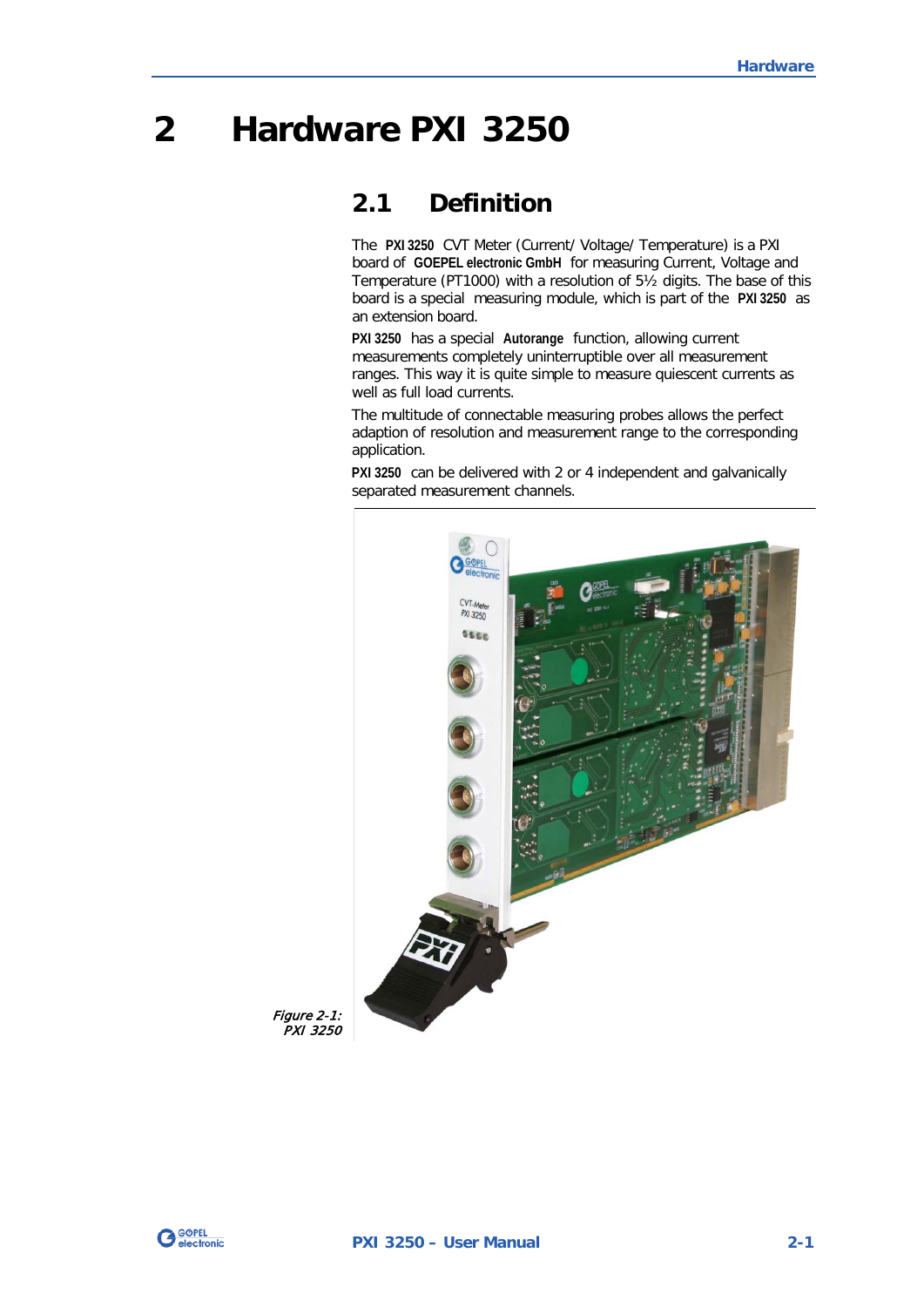# 2 Hardware PXI 3250

## 2.1 Definition

The **PXI 3250** CVT Meter (Current/ Voltage/ Temperature) is a PXI board of **GOEPEL electronic GmbH** for measuring Current, Voltage and Temperature (PT1000) with a resolution of 5½ digits. The base of this board is a special measuring module, which is part of the **PXI 3250** as an extension board.

**PXI 3250** has a special **Autorange** function, allowing current measurements completely uninterruptible over all measurement ranges. This way it is quite simple to measure quiescent currents as well as full load currents.

The multitude of connectable measuring probes allows the perfect adaption of resolution and measurement range to the corresponding application.

**PXI 3250** can be delivered with 2 or 4 independent and galvanically separated measurement channels.

*Figure 2-1: PXI 3250*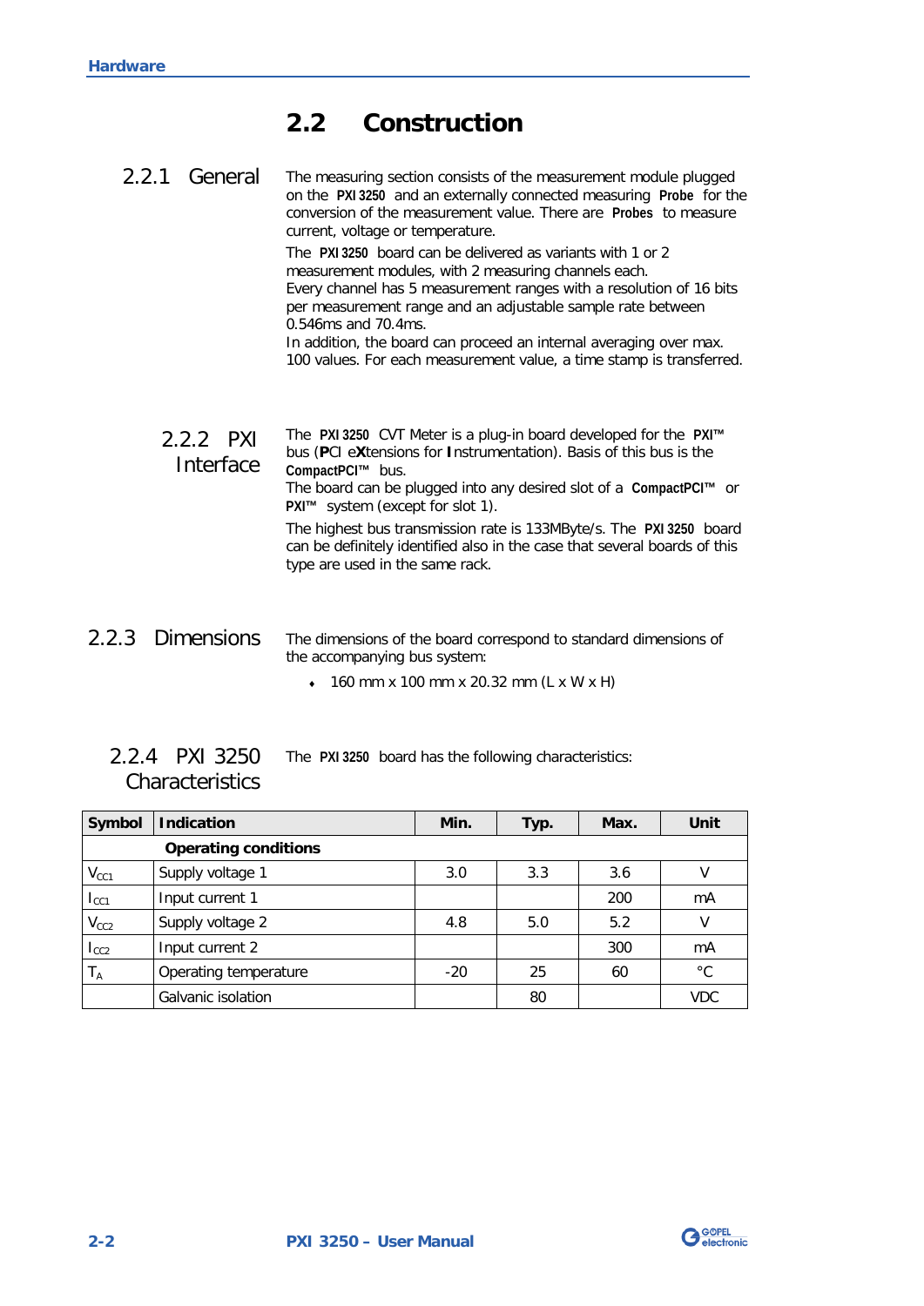## 2.2 Construction

### 2.2.1 General

The measuring section consists of the measurement module plugged on the **PXI 3250** and an externally connected measuring **Probe** for the conversion of the measurement value. There are **Probes** to measure current, voltage or temperature.

The **PXI 3250** board can be delivered as variants with 1 or 2 measurement modules, with 2 measuring channels each.
Every channel has 5 measurement ranges with a resolution of 16 bits per measurement range and an adjustable sample rate between 0.546ms and 70.4ms.
In addition, the board can proceed an internal averaging over max. 100 values. For each measurement value, a time stamp is transferred.

### 2.2.2 PXI Interface

The **PXI 3250** CVT Meter is a plug-in board developed for the **PXI™** bus (**P**CI e**X**tensions for **I**nstrumentation). Basis of this bus is the **CompactPCI™** bus.
The board can be plugged into any desired slot of a **CompactPCI™** or **PXI™** system (except for slot 1).

The highest bus transmission rate is 133MByte/s. The **PXI 3250** board can be definitely identified also in the case that several boards of this type are used in the same rack.

### 2.2.3 Dimensions

The dimensions of the board correspond to standard dimensions of the accompanying bus system:

- 160 mm x 100 mm x 20.32 mm (L x W x H)

### 2.2.4 PXI 3250 Characteristics

The **PXI 3250** board has the following characteristics:

| Symbol | Indication | Min. | Typ. | Max. | Unit |
|---|---|---|---|---|---|
| | **Operating conditions** | | | | |
| $V_{CC1}$ | Supply voltage 1 | 3.0 | 3.3 | 3.6 | V |
| $I_{CC1}$ | Input current 1 | | | 200 | mA |
| $V_{CC2}$ | Supply voltage 2 | 4.8 | 5.0 | 5.2 | V |
| $I_{CC2}$ | Input current 2 | | | 300 | mA |
| $T_A$ | Operating temperature | -20 | 25 | 60 | °C |
| | Galvanic isolation | | 80 | | VDC |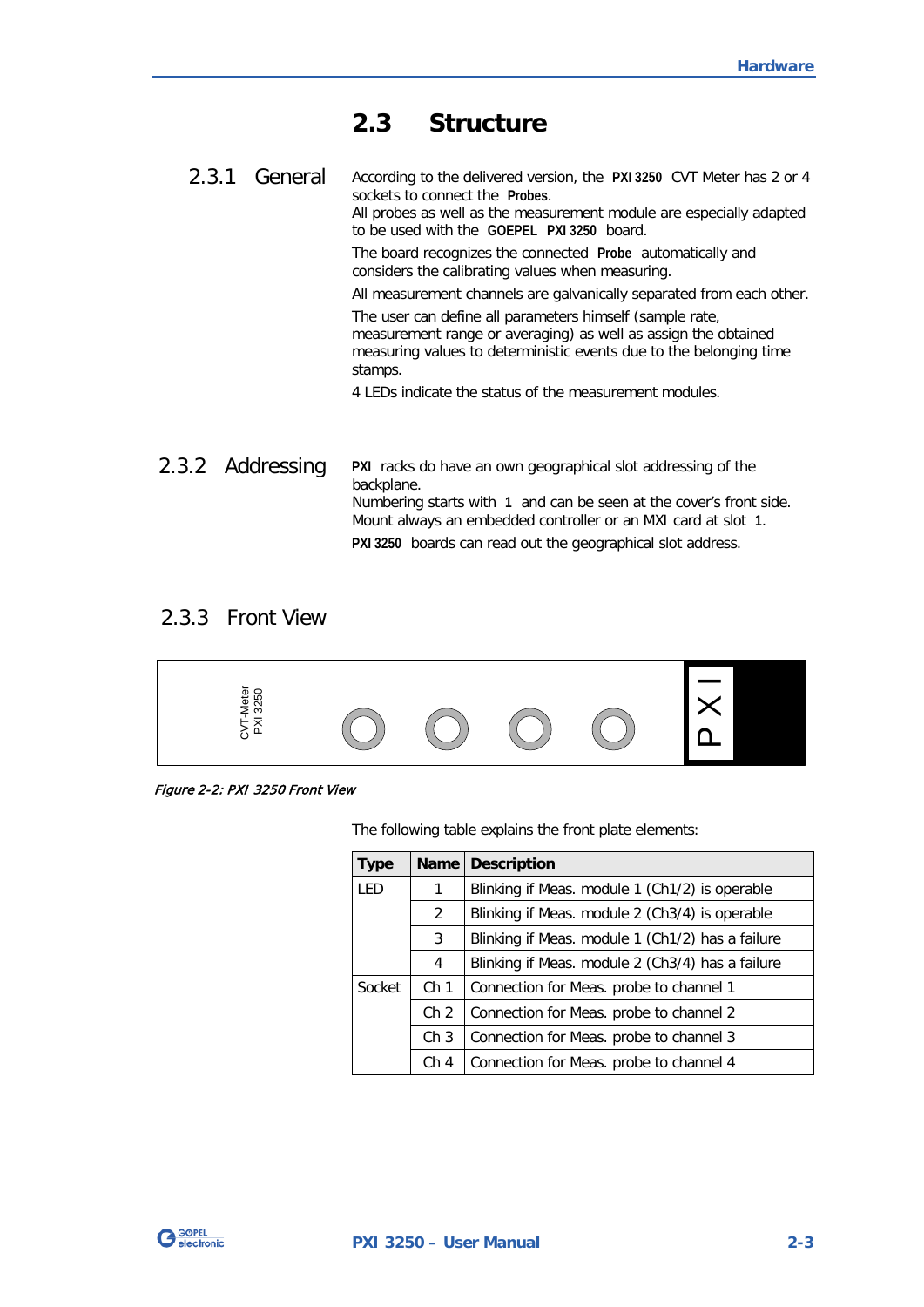## 2.3 Structure

### 2.3.1 General

According to the delivered version, the **PXI 3250** CVT Meter has 2 or 4 sockets to connect the **Probes**.
All probes as well as the measurement module are especially adapted to be used with the **GOEPEL PXI 3250** board.

The board recognizes the connected **Probe** automatically and considers the calibrating values when measuring.

All measurement channels are galvanically separated from each other.

The user can define all parameters himself (sample rate, measurement range or averaging) as well as assign the obtained measuring values to deterministic events due to the belonging time stamps.

4 LEDs indicate the status of the measurement modules.

### 2.3.2 Addressing

**PXI** racks do have an own geographical slot addressing of the backplane.
Numbering starts with **1** and can be seen at the cover's front side.
Mount always an embedded controller or an MXI card at slot **1**.

**PXI 3250** boards can read out the geographical slot address.

### 2.3.3 Front View

CVT-Meter
PXI 3250

PXI

*Figure 2-2: PXI 3250 Front View*

The following table explains the front plate elements:

| Type | Name | Description |
|---|---|---|
| LED | 1 | Blinking if Meas. module 1 (Ch1/2) is operable |
| | 2 | Blinking if Meas. module 2 (Ch3/4) is operable |
| | 3 | Blinking if Meas. module 1 (Ch1/2) has a failure |
| | 4 | Blinking if Meas. module 2 (Ch3/4) has a failure |
| Socket | Ch 1 | Connection for Meas. probe to channel 1 |
| | Ch 2 | Connection for Meas. probe to channel 2 |
| | Ch 3 | Connection for Meas. probe to channel 3 |
| | Ch 4 | Connection for Meas. probe to channel 4 |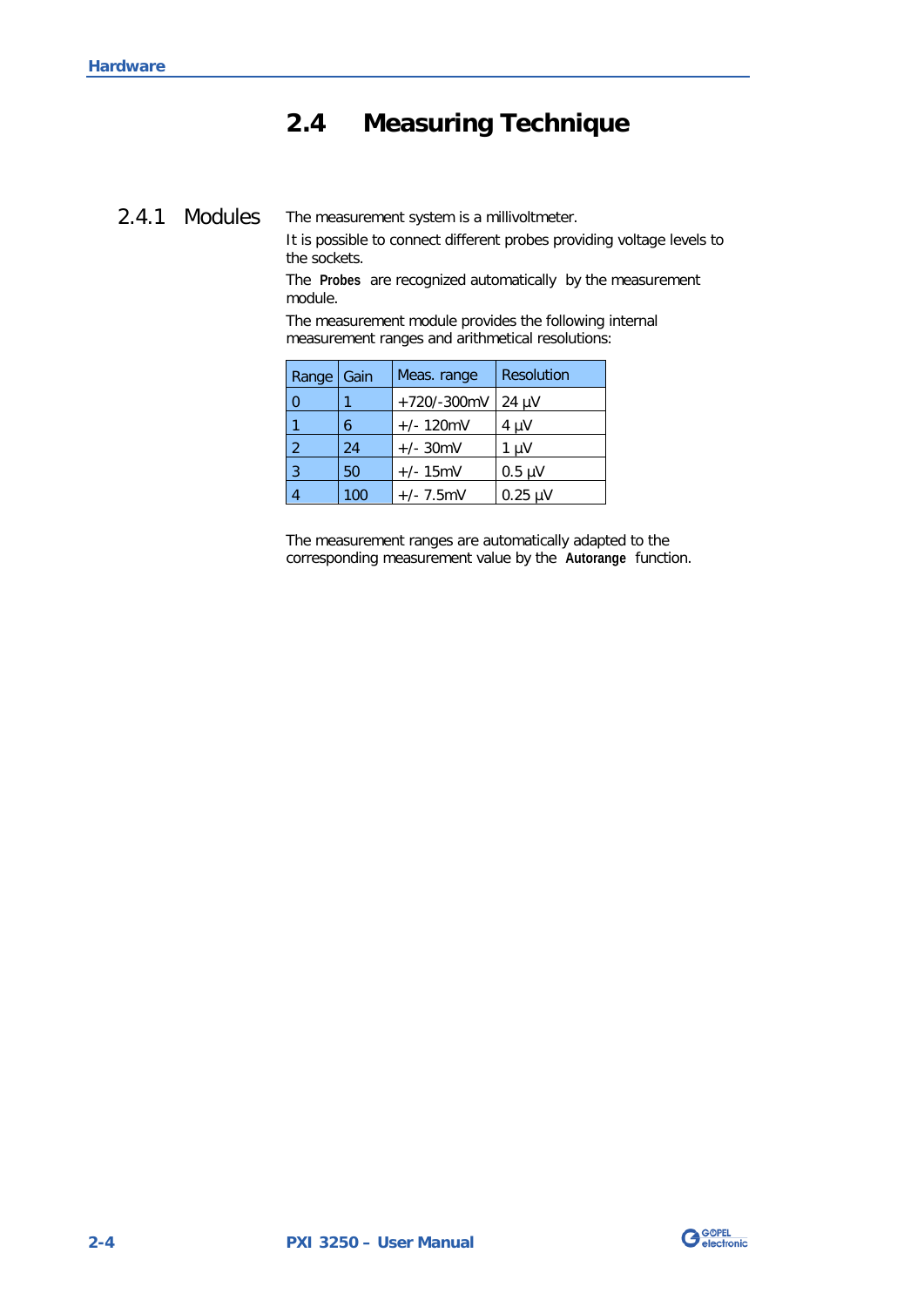## 2.4 Measuring Technique

### 2.4.1 Modules

The measurement system is a millivoltmeter.

It is possible to connect different probes providing voltage levels to the sockets.

The **Probes** are recognized automatically by the measurement module.

The measurement module provides the following internal measurement ranges and arithmetical resolutions:

| Range | Gain | Meas. range | Resolution |
|---|---|---|---|
| 0 | 1 | +720/-300mV | 24 µV |
| 1 | 6 | +/- 120mV | 4 µV |
| 2 | 24 | +/- 30mV | 1 µV |
| 3 | 50 | +/- 15mV | 0.5 µV |
| 4 | 100 | +/- 7.5mV | 0.25 µV |

The measurement ranges are automatically adapted to the corresponding measurement value by the **Autorange** function.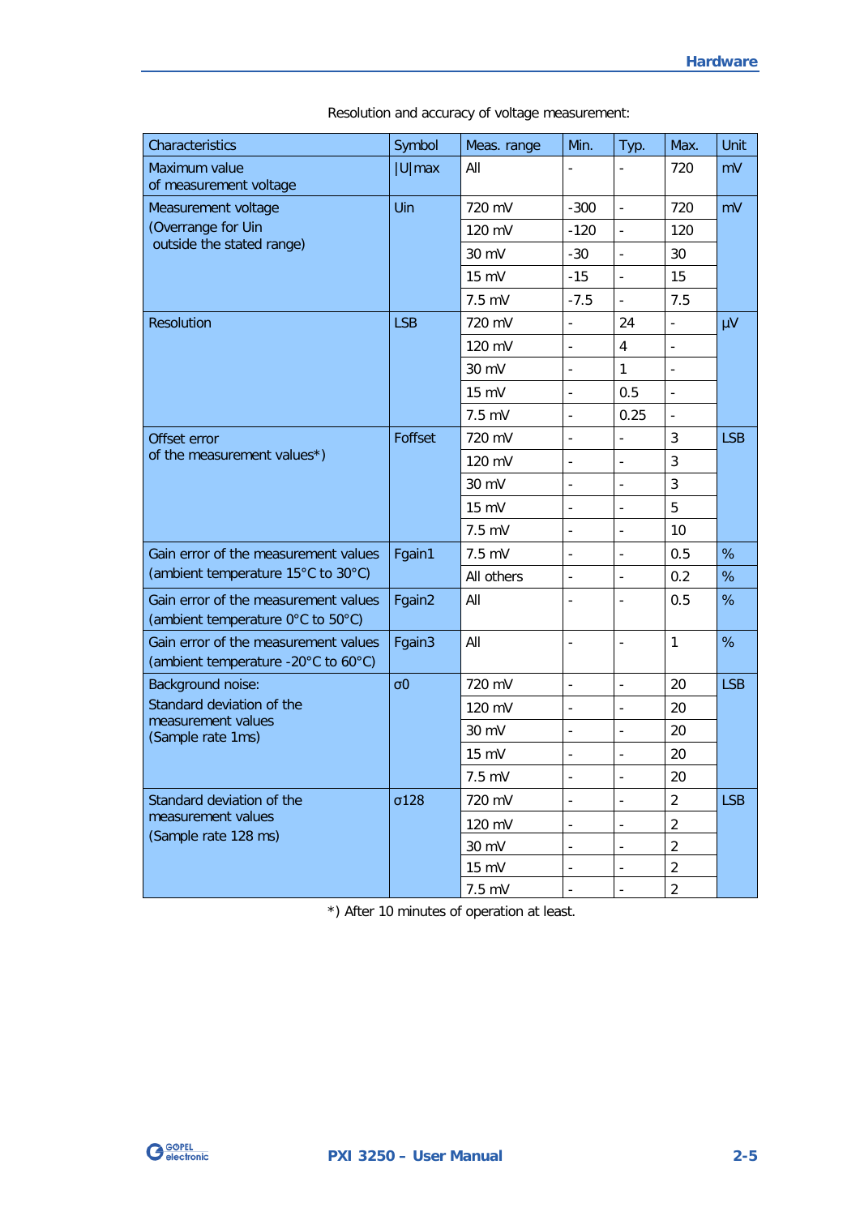Resolution and accuracy of voltage measurement:

| Characteristics | Symbol | Meas. range | Min. | Typ. | Max. | Unit |
|---|---|---|---|---|---|---|
| Maximum value of measurement voltage | \|U\|max | All | - | - | 720 | mV |
| Measurement voltage (Overrange for Uin outside the stated range) | Uin | 720 mV | -300 | - | 720 | mV |
| | | 120 mV | -120 | - | 120 | |
| | | 30 mV | -30 | - | 30 | |
| | | 15 mV | -15 | - | 15 | |
| | | 7.5 mV | -7.5 | - | 7.5 | |
| Resolution | LSB | 720 mV | - | 24 | - | µV |
| | | 120 mV | - | 4 | - | |
| | | 30 mV | - | 1 | - | |
| | | 15 mV | - | 0.5 | - | |
| | | 7.5 mV | - | 0.25 | - | |
| Offset error of the measurement values*) | Foffset | 720 mV | - | - | 3 | LSB |
| | | 120 mV | - | - | 3 | |
| | | 30 mV | - | - | 3 | |
| | | 15 mV | - | - | 5 | |
| | | 7.5 mV | - | - | 10 | |
| Gain error of the measurement values (ambient temperature 15°C to 30°C) | Fgain1 | 7.5 mV | - | - | 0.5 | % |
| | | All others | - | - | 0.2 | % |
| Gain error of the measurement values (ambient temperature 0°C to 50°C) | Fgain2 | All | - | - | 0.5 | % |
| Gain error of the measurement values (ambient temperature -20°C to 60°C) | Fgain3 | All | - | - | 1 | % |
| Background noise: Standard deviation of the measurement values (Sample rate 1ms) | σ0 | 720 mV | - | - | 20 | LSB |
| | | 120 mV | - | - | 20 | |
| | | 30 mV | - | - | 20 | |
| | | 15 mV | - | - | 20 | |
| | | 7.5 mV | - | - | 20 | |
| Standard deviation of the measurement values (Sample rate 128 ms) | σ128 | 720 mV | - | - | 2 | LSB |
| | | 120 mV | - | - | 2 | |
| | | 30 mV | - | - | 2 | |
| | | 15 mV | - | - | 2 | |
| | | 7.5 mV | - | - | 2 | |

*) After 10 minutes of operation at least.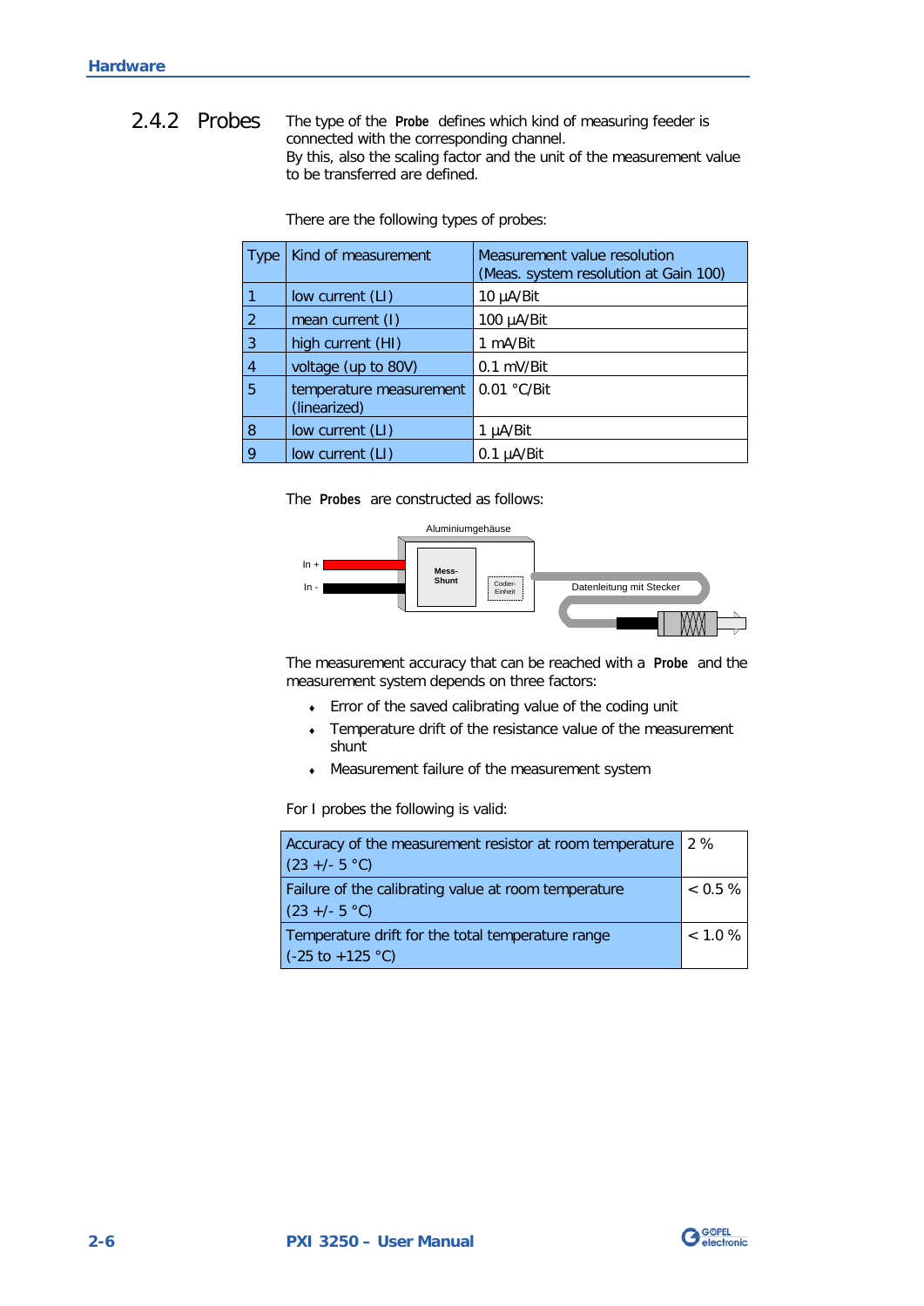## 2.4.2 Probes

The type of the **Probe** defines which kind of measuring feeder is connected with the corresponding channel.
By this, also the scaling factor and the unit of the measurement value to be transferred are defined.

There are the following types of probes:

| Type | Kind of measurement | Measurement value resolution (Meas. system resolution at Gain 100) |
|---|---|---|
| 1 | low current (LI) | 10 µA/Bit |
| 2 | mean current (I) | 100 µA/Bit |
| 3 | high current (HI) | 1 mA/Bit |
| 4 | voltage (up to 80V) | 0.1 mV/Bit |
| 5 | temperature measurement (linearized) | 0.01 °C/Bit |
| 8 | low current (LI) | 1 µA/Bit |
| 9 | low current (LI) | 0.1 µA/Bit |

The **Probes** are constructed as follows:

Aluminiumgehäuse

In +

In -

Mess-Shunt

Codier-Einheit

Datenleitung mit Stecker

The measurement accuracy that can be reached with a **Probe** and the measurement system depends on three factors:

- Error of the saved calibrating value of the coding unit
- Temperature drift of the resistance value of the measurement shunt
- Measurement failure of the measurement system

For I probes the following is valid:

| | |
|---|---|
| Accuracy of the measurement resistor at room temperature (23 +/- 5 °C) | 2 % |
| Failure of the calibrating value at room temperature (23 +/- 5 °C) | < 0.5 % |
| Temperature drift for the total temperature range (-25 to +125 °C) | < 1.0 % |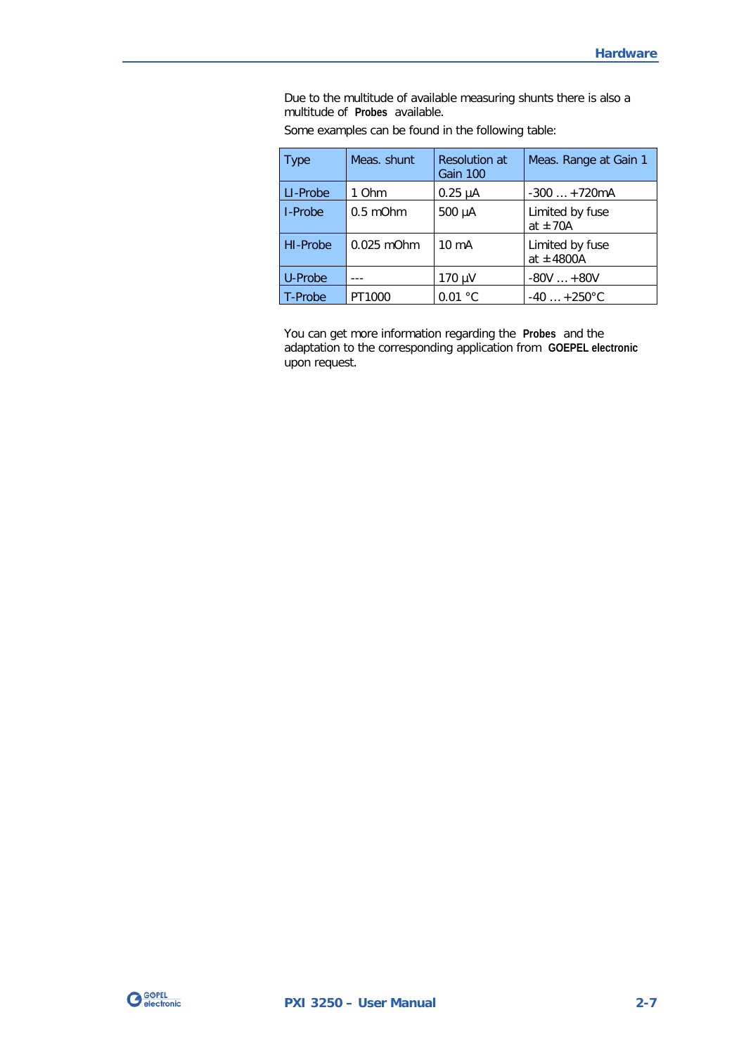Due to the multitude of available measuring shunts there is also a multitude of **Probes** available.

Some examples can be found in the following table:

| Type | Meas. shunt | Resolution at Gain 100 | Meas. Range at Gain 1 |
|---|---|---|---|
| LI-Probe | 1 Ohm | 0.25 µA | -300 … +720mA |
| I-Probe | 0.5 mOhm | 500 µA | Limited by fuse at ±70A |
| HI-Probe | 0.025 mOhm | 10 mA | Limited by fuse at ±4800A |
| U-Probe | --- | 170 µV | -80V … +80V |
| T-Probe | PT1000 | 0.01 °C | -40 … +250°C |

You can get more information regarding the **Probes** and the adaptation to the corresponding application from **GOEPEL electronic** upon request.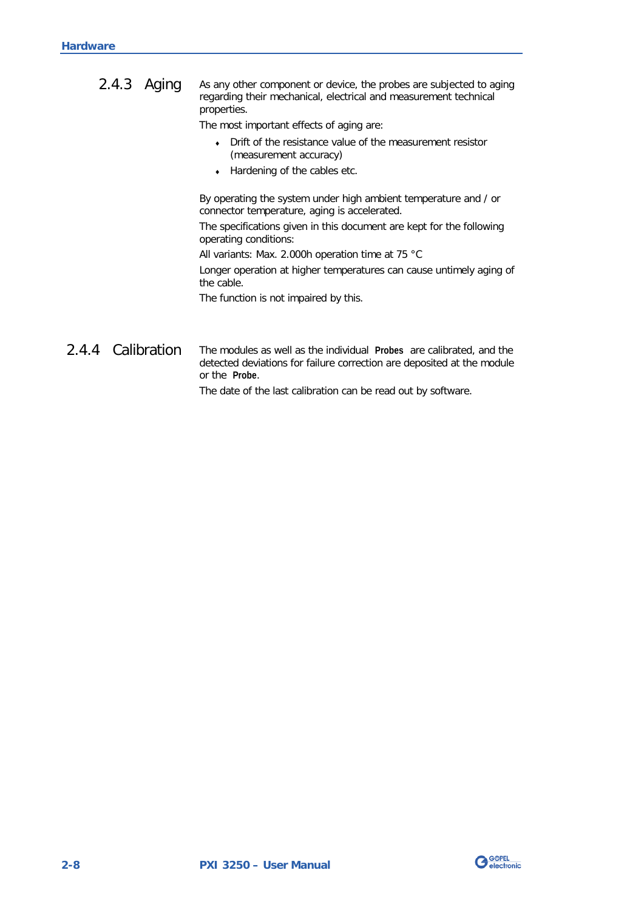### 2.4.3 Aging

As any other component or device, the probes are subjected to aging regarding their mechanical, electrical and measurement technical properties.

The most important effects of aging are:

- Drift of the resistance value of the measurement resistor (measurement accuracy)
- Hardening of the cables etc.

By operating the system under high ambient temperature and / or connector temperature, aging is accelerated.

The specifications given in this document are kept for the following operating conditions:

All variants: Max. 2.000h operation time at 75 °C

Longer operation at higher temperatures can cause untimely aging of the cable.

The function is not impaired by this.

### 2.4.4 Calibration

The modules as well as the individual **Probes** are calibrated, and the detected deviations for failure correction are deposited at the module or the **Probe**.

The date of the last calibration can be read out by software.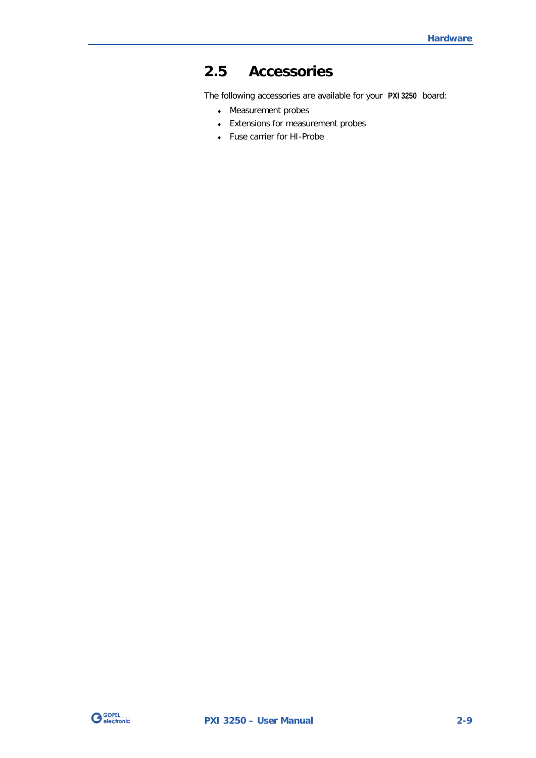## 2.5 Accessories

The following accessories are available for your **PXI 3250** board:

- Measurement probes
- Extensions for measurement probes
- Fuse carrier for HI-Probe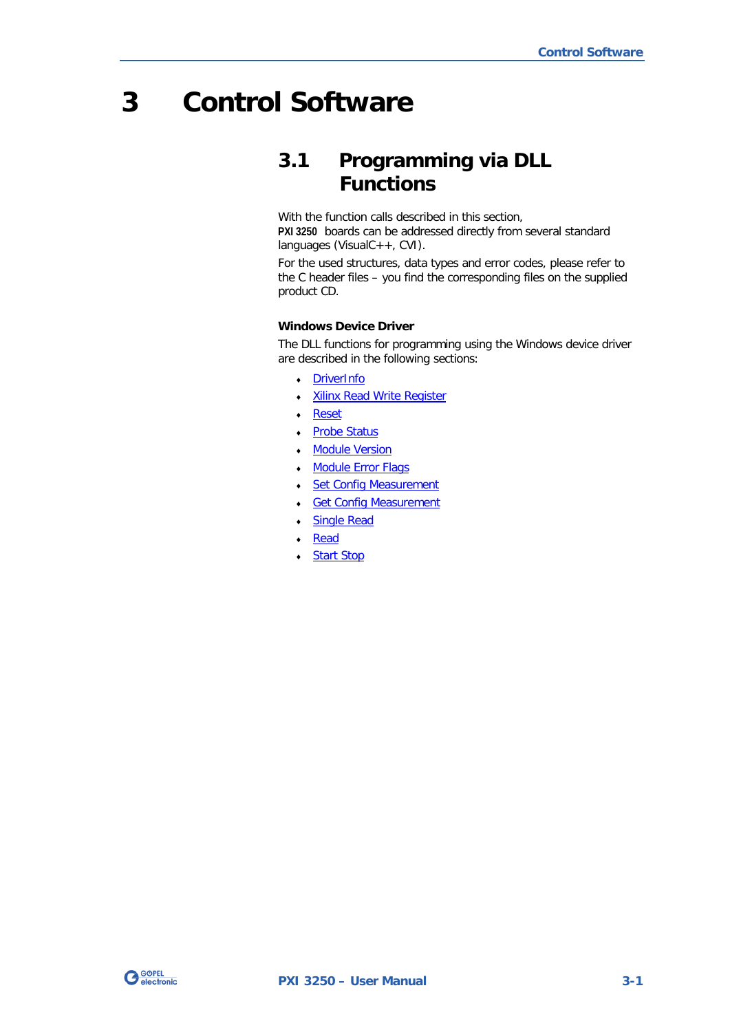# 3 Control Software

## 3.1 Programming via DLL Functions

With the function calls described in this section, PXI 3250 boards can be addressed directly from several standard languages (VisualC++, CVI).

For the used structures, data types and error codes, please refer to the C header files – you find the corresponding files on the supplied product CD.

**Windows Device Driver**

The DLL functions for programming using the Windows device driver are described in the following sections:

- DriverInfo
- Xilinx Read Write Register
- Reset
- Probe Status
- Module Version
- Module Error Flags
- Set Config Measurement
- Get Config Measurement
- Single Read
- Read
- Start Stop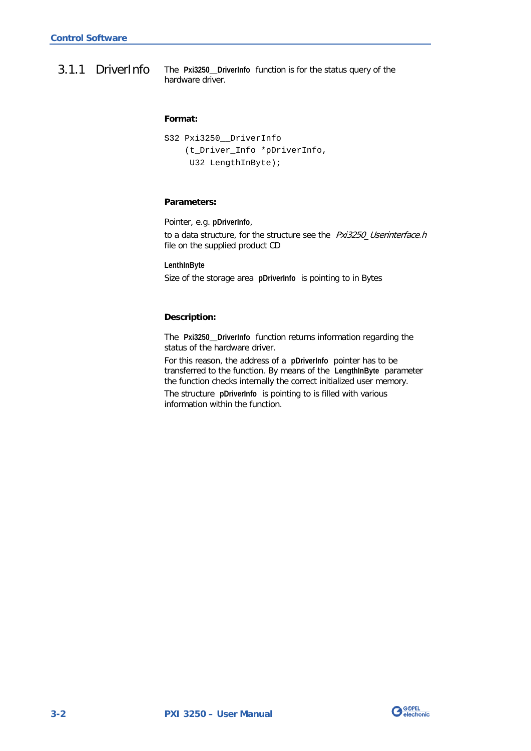### 3.1.1 DriverInfo

The **Pxi3250__DriverInfo** function is for the status query of the hardware driver.

**Format:**

```
S32 Pxi3250__DriverInfo
    (t_Driver_Info *pDriverInfo,
     U32 LengthInByte);
```

**Parameters:**

Pointer, e.g. **pDriverInfo**,
to a data structure, for the structure see the *Pxi3250_Userinterface.h* file on the supplied product CD

**LenthInByte**
Size of the storage area **pDriverInfo** is pointing to in Bytes

**Description:**

The **Pxi3250__DriverInfo** function returns information regarding the status of the hardware driver.

For this reason, the address of a **pDriverInfo** pointer has to be transferred to the function. By means of the **LengthInByte** parameter the function checks internally the correct initialized user memory.

The structure **pDriverInfo** is pointing to is filled with various information within the function.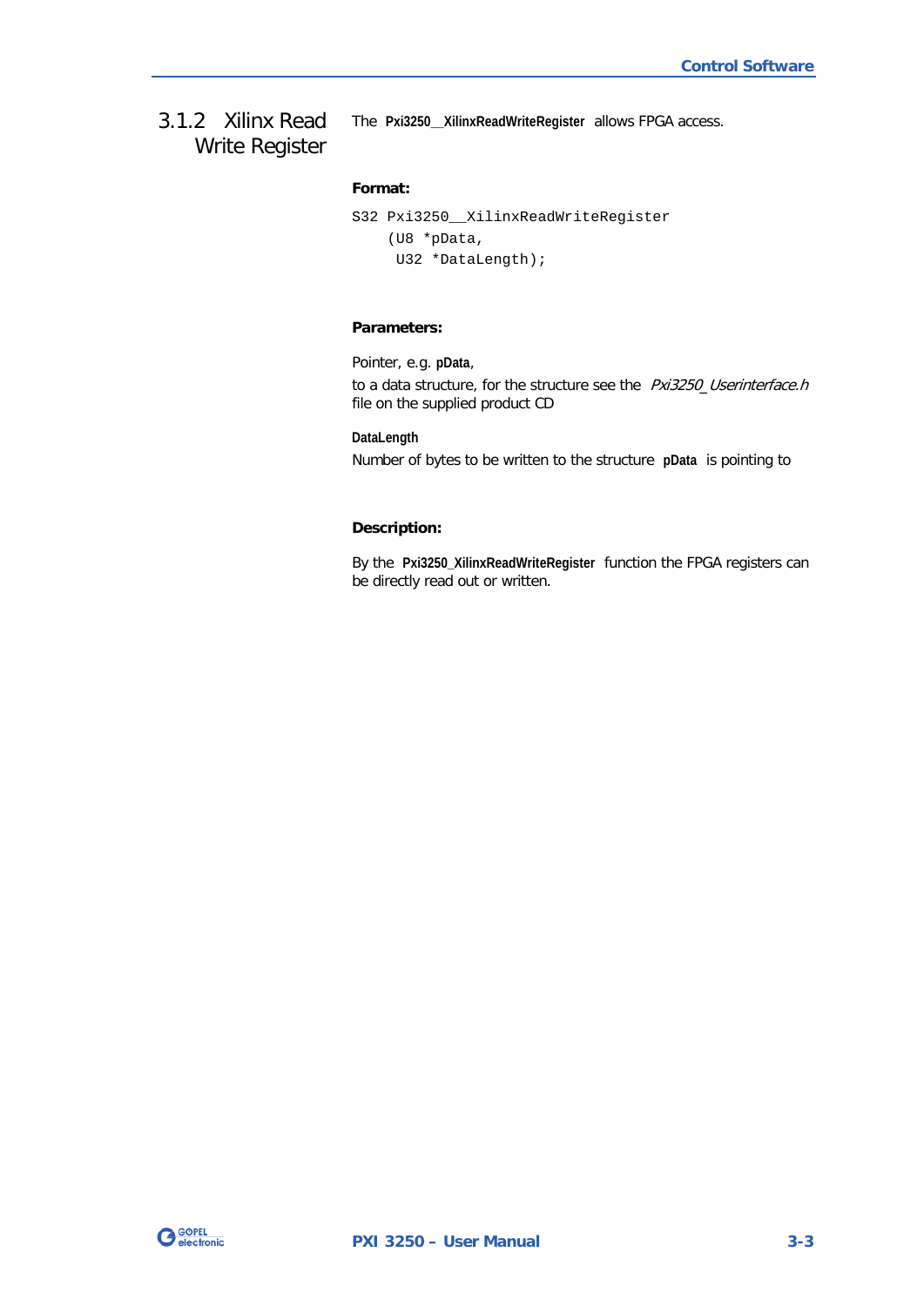### 3.1.2 Xilinx Read Write Register

The **Pxi3250__XilinxReadWriteRegister** allows FPGA access.

**Format:**

```
S32 Pxi3250__XilinxReadWriteRegister
    (U8 *pData,
     U32 *DataLength);
```

**Parameters:**

Pointer, e.g. **pData**,
to a data structure, for the structure see the *Pxi3250_Userinterface.h* file on the supplied product CD

**DataLength**
Number of bytes to be written to the structure **pData** is pointing to

**Description:**

By the **Pxi3250_XilinxReadWriteRegister** function the FPGA registers can be directly read out or written.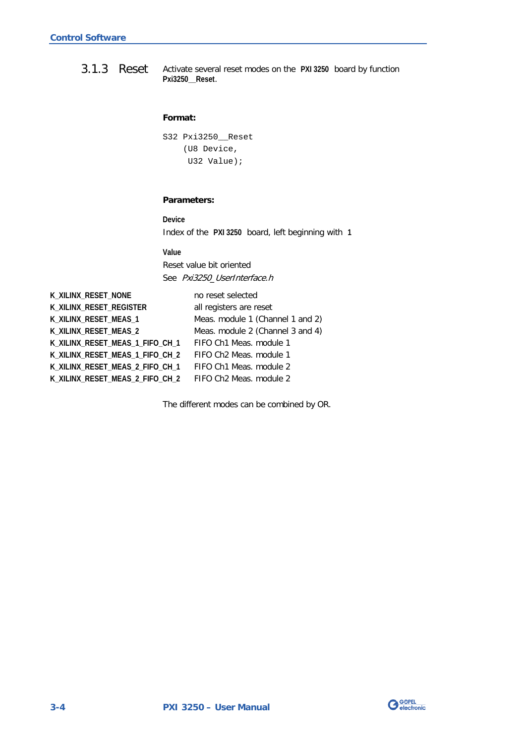### 3.1.3 Reset

Activate several reset modes on the **PXI 3250** board by function **Pxi3250__Reset**.

**Format:**

```
S32 Pxi3250__Reset
    (U8 Device,
     U32 Value);
```

**Parameters:**

**Device**

Index of the **PXI 3250** board, left beginning with **1**

**Value**

Reset value bit oriented

See *Pxi3250_UserInterface.h*

| | |
|---|---|
| **K_XILINX_RESET_NONE** | no reset selected |
| **K_XILINX_RESET_REGISTER** | all registers are reset |
| **K_XILINX_RESET_MEAS_1** | Meas. module 1 (Channel 1 and 2) |
| **K_XILINX_RESET_MEAS_2** | Meas. module 2 (Channel 3 and 4) |
| **K_XILINX_RESET_MEAS_1_FIFO_CH_1** | FIFO Ch1 Meas. module 1 |
| **K_XILINX_RESET_MEAS_1_FIFO_CH_2** | FIFO Ch2 Meas. module 1 |
| **K_XILINX_RESET_MEAS_2_FIFO_CH_1** | FIFO Ch1 Meas. module 2 |
| **K_XILINX_RESET_MEAS_2_FIFO_CH_2** | FIFO Ch2 Meas. module 2 |

The different modes can be combined by OR.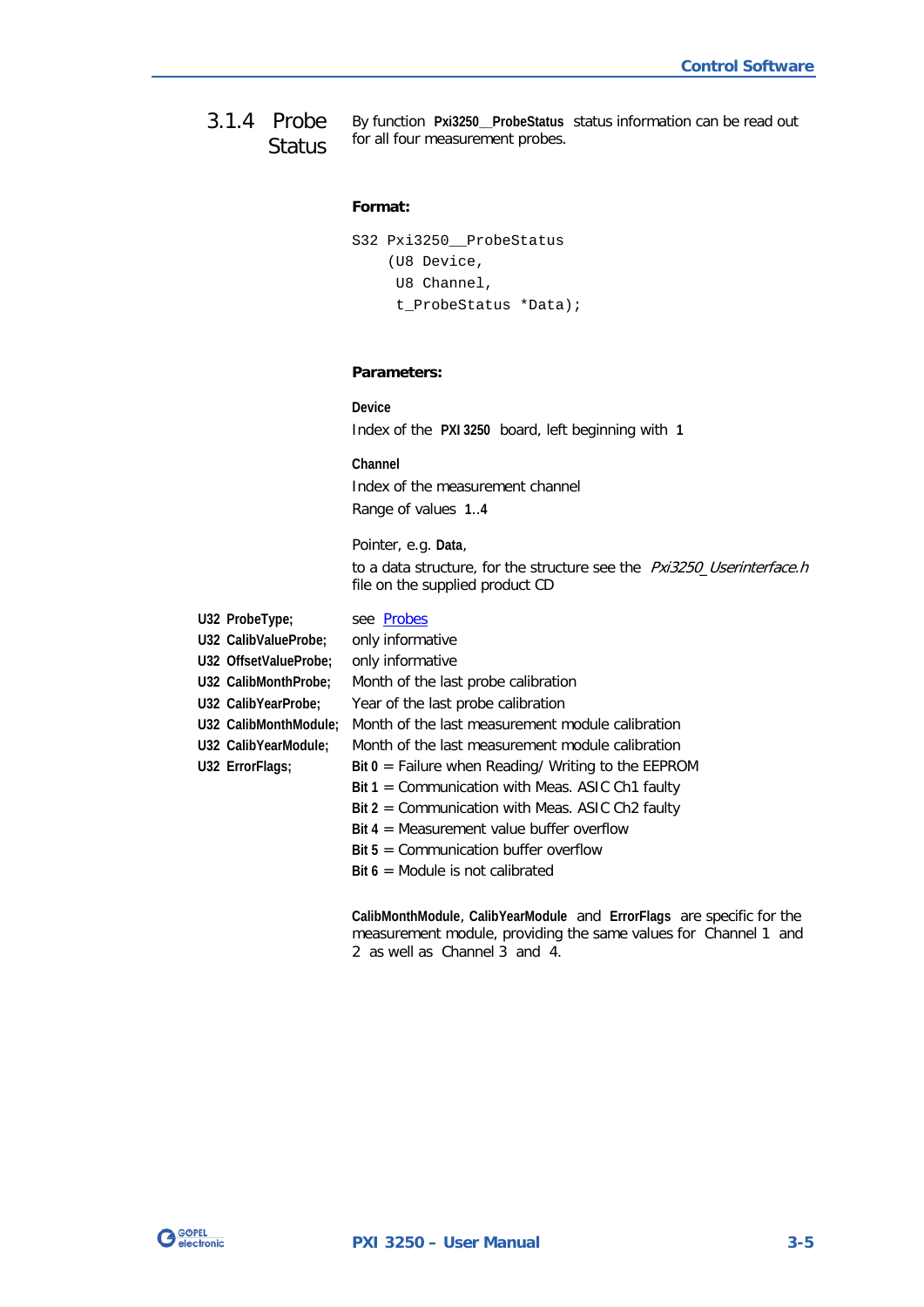### 3.1.4 Probe Status

By function **Pxi3250__ProbeStatus** status information can be read out for all four measurement probes.

**Format:**

```
S32 Pxi3250__ProbeStatus
    (U8 Device,
     U8 Channel,
     t_ProbeStatus *Data);
```

**Parameters:**

**Device**

Index of the **PXI 3250** board, left beginning with **1**

**Channel**

Index of the measurement channel

Range of values **1..4**

Pointer, e.g. **Data**,

to a data structure, for the structure see the *Pxi3250_Userinterface.h* file on the supplied product CD

| | |
|---|---|
| **U32 ProbeType;** | see Probes |
| **U32 CalibValueProbe;** | only informative |
| **U32 OffsetValueProbe;** | only informative |
| **U32 CalibMonthProbe;** | Month of the last probe calibration |
| **U32 CalibYearProbe;** | Year of the last probe calibration |
| **U32 CalibMonthModule;** | Month of the last measurement module calibration |
| **U32 CalibYearModule;** | Month of the last measurement module calibration |
| **U32 ErrorFlags;** | **Bit 0** = Failure when Reading/ Writing to the EEPROM |
| | **Bit 1** = Communication with Meas. ASIC Ch1 faulty |
| | **Bit 2** = Communication with Meas. ASIC Ch2 faulty |
| | **Bit 4** = Measurement value buffer overflow |
| | **Bit 5** = Communication buffer overflow |
| | **Bit 6** = Module is not calibrated |

**CalibMonthModule**, **CalibYearModule** and **ErrorFlags** are specific for the measurement module, providing the same values for Channel 1 and 2 as well as Channel 3 and 4.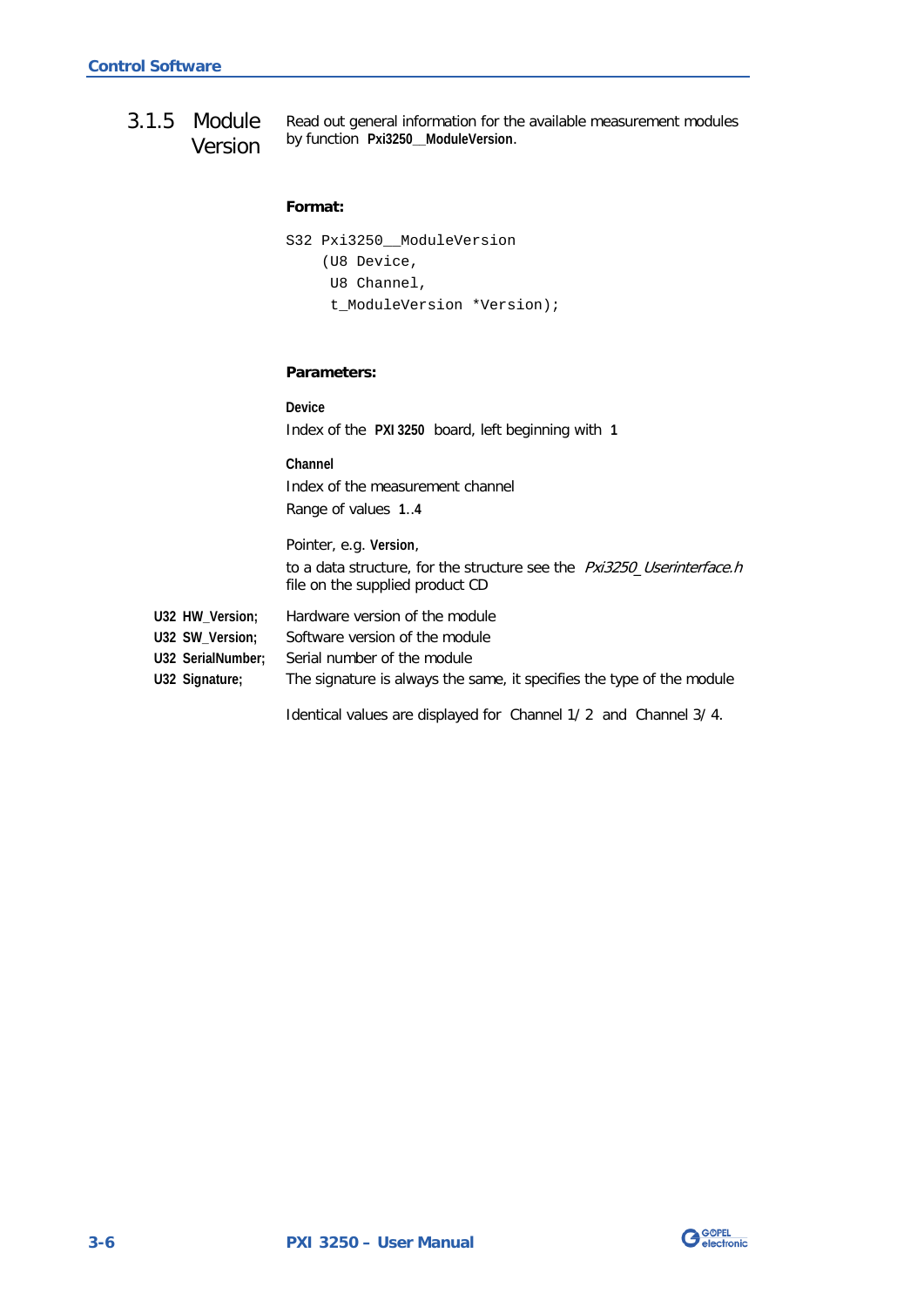### 3.1.5 Module Version

Read out general information for the available measurement modules by function **Pxi3250__ModuleVersion**.

**Format:**

```
S32 Pxi3250__ModuleVersion
    (U8 Device,
     U8 Channel,
     t_ModuleVersion *Version);
```

**Parameters:**

**Device**
Index of the **PXI 3250** board, left beginning with **1**

**Channel**
Index of the measurement channel
Range of values **1..4**

Pointer, e.g. **Version**,
to a data structure, for the structure see the *Pxi3250_Userinterface.h* file on the supplied product CD

| | |
|---|---|
| **U32 HW_Version;** | Hardware version of the module |
| **U32 SW_Version;** | Software version of the module |
| **U32 SerialNumber;** | Serial number of the module |
| **U32 Signature;** | The signature is always the same, it specifies the type of the module |

Identical values are displayed for Channel 1/ 2 and Channel 3/ 4.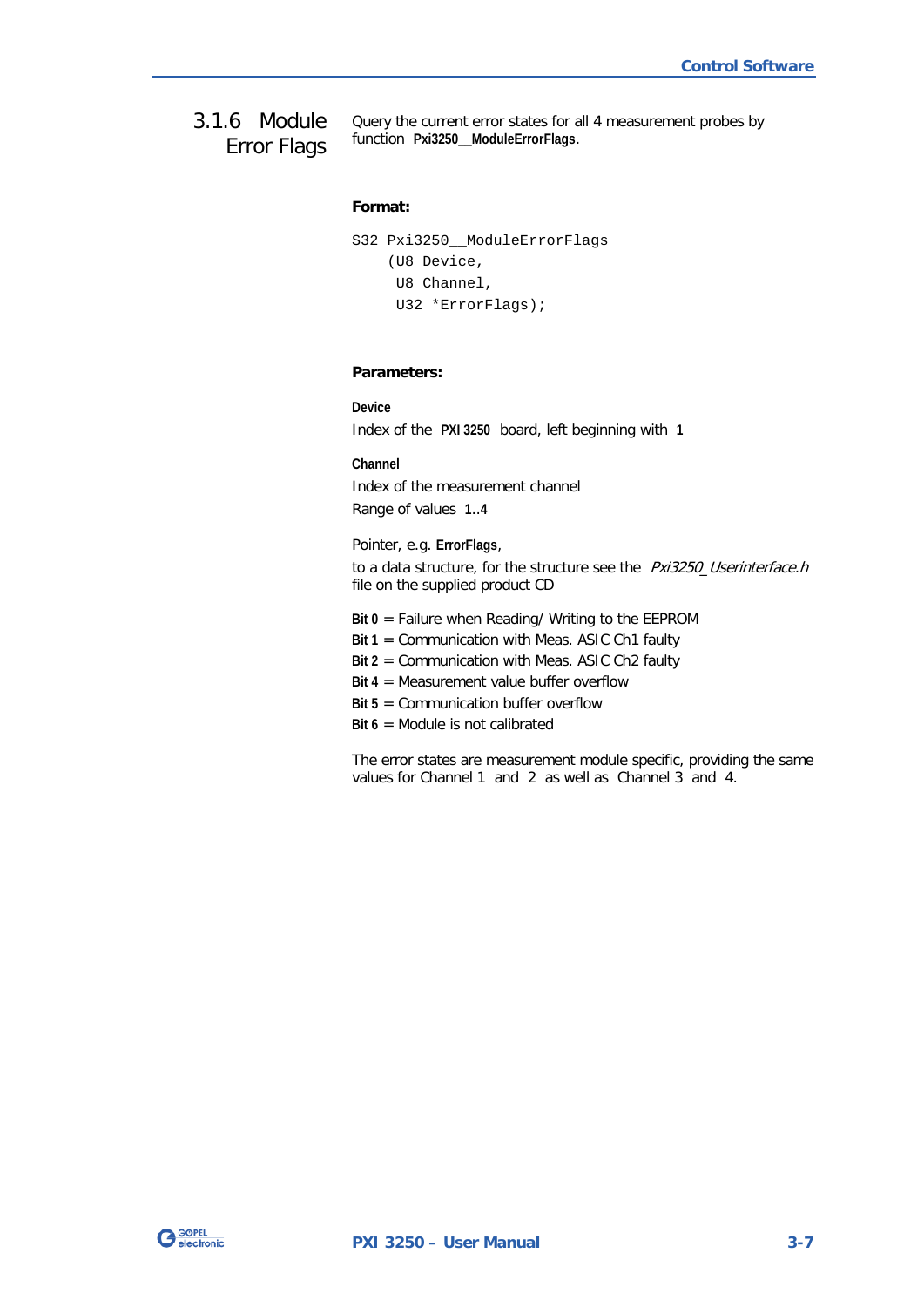### 3.1.6 Module Error Flags

Query the current error states for all 4 measurement probes by function **Pxi3250__ModuleErrorFlags**.

**Format:**

```
S32 Pxi3250__ModuleErrorFlags
    (U8 Device,
     U8 Channel,
     U32 *ErrorFlags);
```

**Parameters:**

**Device**

Index of the **PXI 3250** board, left beginning with **1**

**Channel**

Index of the measurement channel

Range of values **1..4**

Pointer, e.g. **ErrorFlags**,

to a data structure, for the structure see the *Pxi3250_Userinterface.h* file on the supplied product CD

**Bit 0** = Failure when Reading/ Writing to the EEPROM
**Bit 1** = Communication with Meas. ASIC Ch1 faulty
**Bit 2** = Communication with Meas. ASIC Ch2 faulty
**Bit 4** = Measurement value buffer overflow
**Bit 5** = Communication buffer overflow
**Bit 6** = Module is not calibrated

The error states are measurement module specific, providing the same values for Channel 1 and 2 as well as Channel 3 and 4.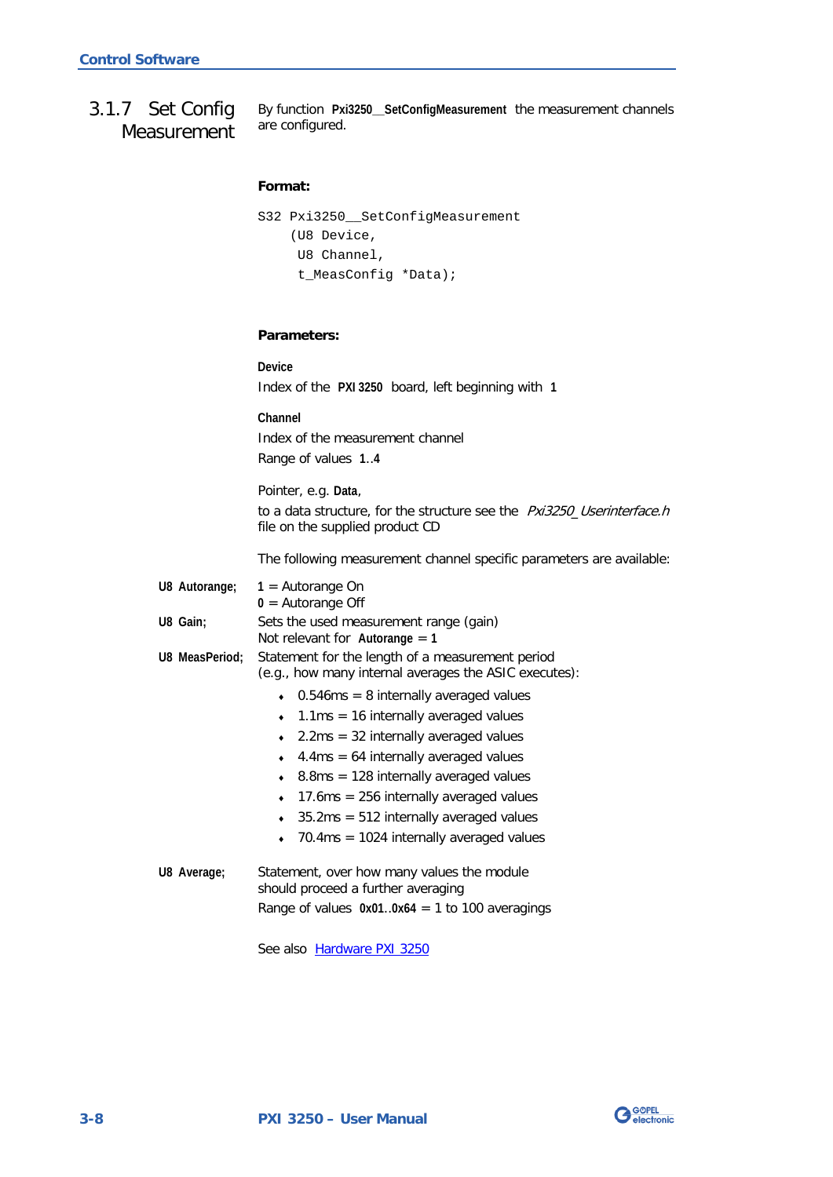### 3.1.7 Set Config Measurement

By function **Pxi3250__SetConfigMeasurement** the measurement channels are configured.

**Format:**

```
S32 Pxi3250__SetConfigMeasurement
    (U8 Device,
     U8 Channel,
     t_MeasConfig *Data);
```

**Parameters:**

**Device**

Index of the **PXI 3250** board, left beginning with **1**

**Channel**

Index of the measurement channel

Range of values **1**..**4**

Pointer, e.g. **Data**,

to a data structure, for the structure see the *Pxi3250_Userinterface.h* file on the supplied product CD

The following measurement channel specific parameters are available:

**U8 Autorange;**

**1** = Autorange On
**0** = Autorange Off

**U8 Gain;**

Sets the used measurement range (gain)
Not relevant for **Autorange** = **1**

**U8 MeasPeriod;**

Statement for the length of a measurement period
(e.g., how many internal averages the ASIC executes):

- 0.546ms = 8 internally averaged values
- 1.1ms = 16 internally averaged values
- 2.2ms = 32 internally averaged values
- 4.4ms = 64 internally averaged values
- 8.8ms = 128 internally averaged values
- 17.6ms = 256 internally averaged values
- 35.2ms = 512 internally averaged values
- 70.4ms = 1024 internally averaged values

**U8 Average;**

Statement, over how many values the module should proceed a further averaging
Range of values **0x01**..**0x64** = 1 to 100 averagings

See also Hardware PXI 3250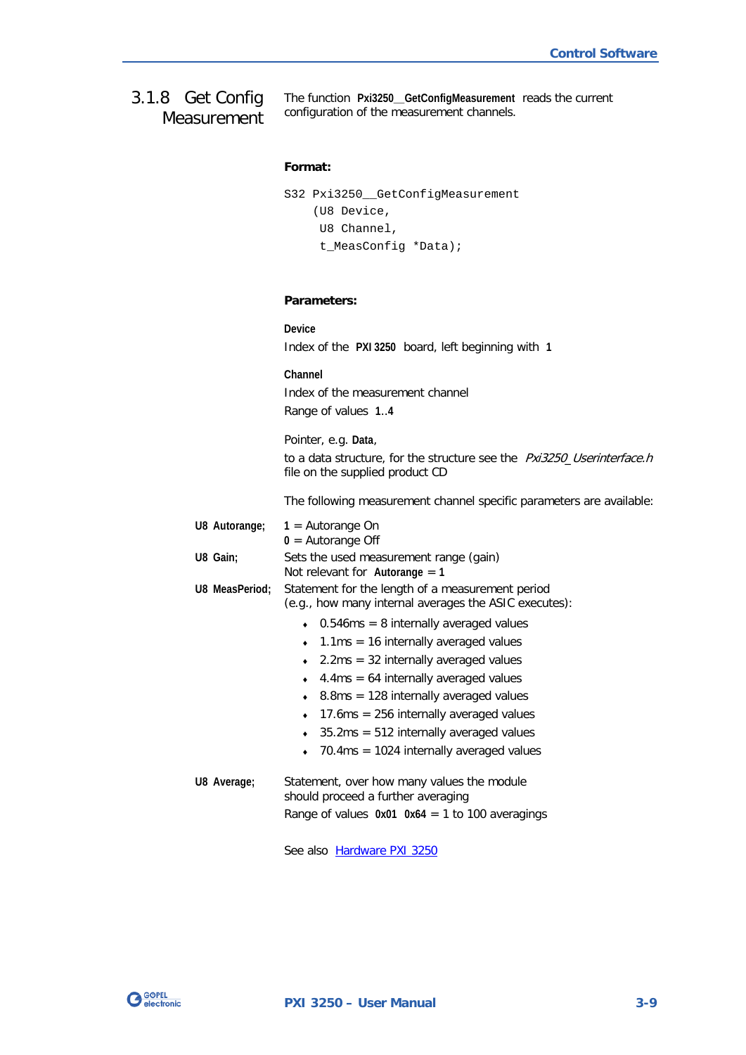### 3.1.8 Get Config Measurement

The function **Pxi3250__GetConfigMeasurement** reads the current configuration of the measurement channels.

**Format:**

```
S32 Pxi3250__GetConfigMeasurement
    (U8 Device,
     U8 Channel,
     t_MeasConfig *Data);
```

**Parameters:**

**Device**

Index of the **PXI 3250** board, left beginning with **1**

**Channel**

Index of the measurement channel

Range of values **1..4**

Pointer, e.g. **Data**,

to a data structure, for the structure see the *Pxi3250_Userinterface.h* file on the supplied product CD

The following measurement channel specific parameters are available:

**U8 Autorange;**

**1** = Autorange On
**0** = Autorange Off

**U8 Gain;**

Sets the used measurement range (gain)
Not relevant for **Autorange** = **1**

**U8 MeasPeriod;**

Statement for the length of a measurement period (e.g., how many internal averages the ASIC executes):

- 0.546ms = 8 internally averaged values
- 1.1ms = 16 internally averaged values
- 2.2ms = 32 internally averaged values
- 4.4ms = 64 internally averaged values
- 8.8ms = 128 internally averaged values
- 17.6ms = 256 internally averaged values
- 35.2ms = 512 internally averaged values
- 70.4ms = 1024 internally averaged values

**U8 Average;**

Statement, over how many values the module should proceed a further averaging

Range of values **0x01 0x64** = 1 to 100 averagings

See also Hardware PXI 3250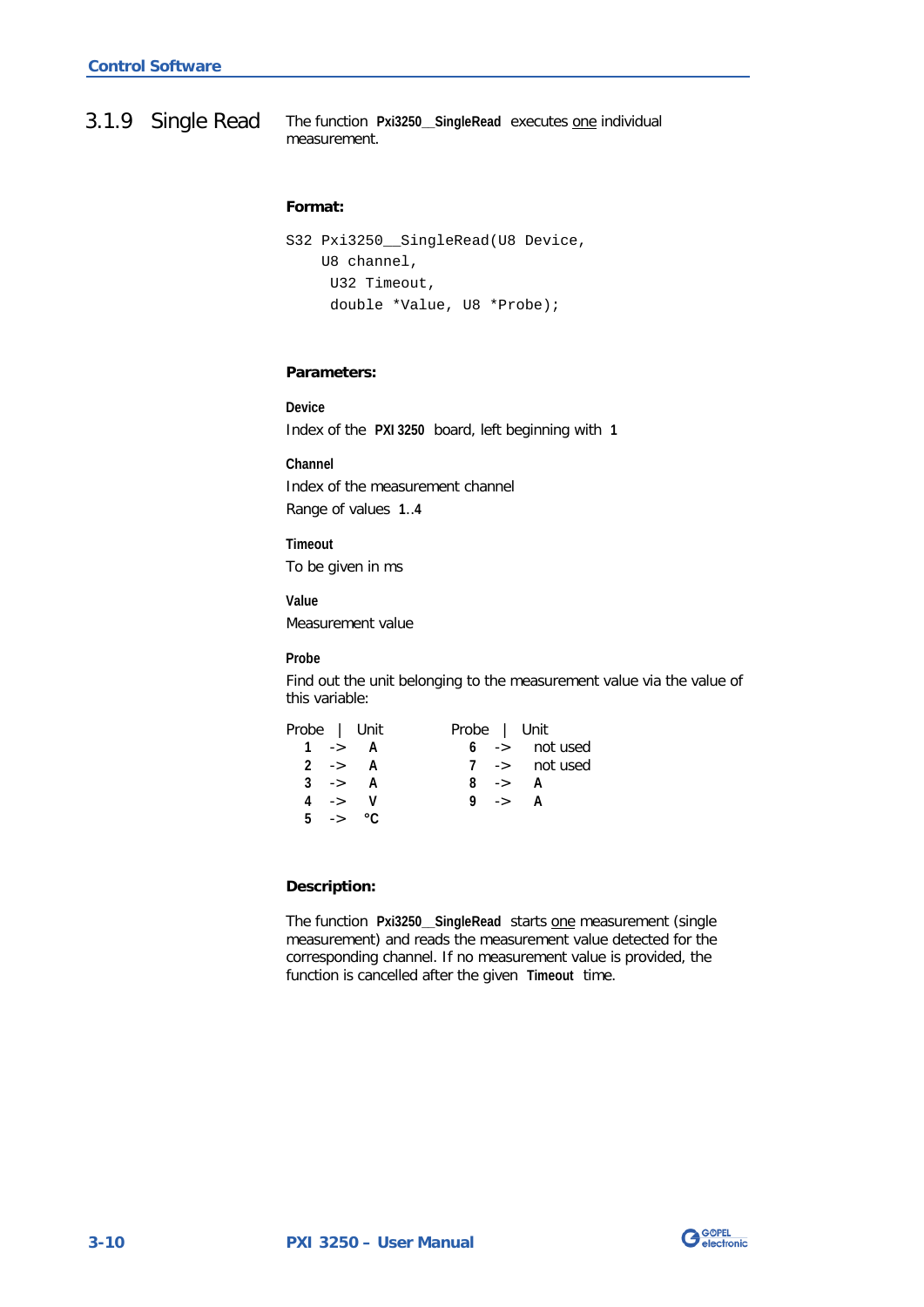### 3.1.9 Single Read

The function **Pxi3250__SingleRead** executes <u>one</u> individual measurement.

**Format:**

```
S32 Pxi3250__SingleRead(U8 Device,
    U8 channel,
     U32 Timeout,
     double *Value, U8 *Probe);
```

**Parameters:**

**Device**

Index of the **PXI 3250** board, left beginning with **1**

**Channel**

Index of the measurement channel

Range of values **1**..**4**

**Timeout**

To be given in ms

**Value**

Measurement value

**Probe**

Find out the unit belonging to the measurement value via the value of this variable:

| Probe | | Unit | Probe | | Unit |
|---|---|---|---|---|---|
| **1** | -> | **A** | **6** | -> | not used |
| **2** | -> | **A** | **7** | -> | not used |
| **3** | -> | **A** | **8** | -> | **A** |
| **4** | -> | **V** | **9** | -> | **A** |
| **5** | -> | **°C** | | | |

**Description:**

The function **Pxi3250__SingleRead** starts <u>one</u> measurement (single measurement) and reads the measurement value detected for the corresponding channel. If no measurement value is provided, the function is cancelled after the given **Timeout** time.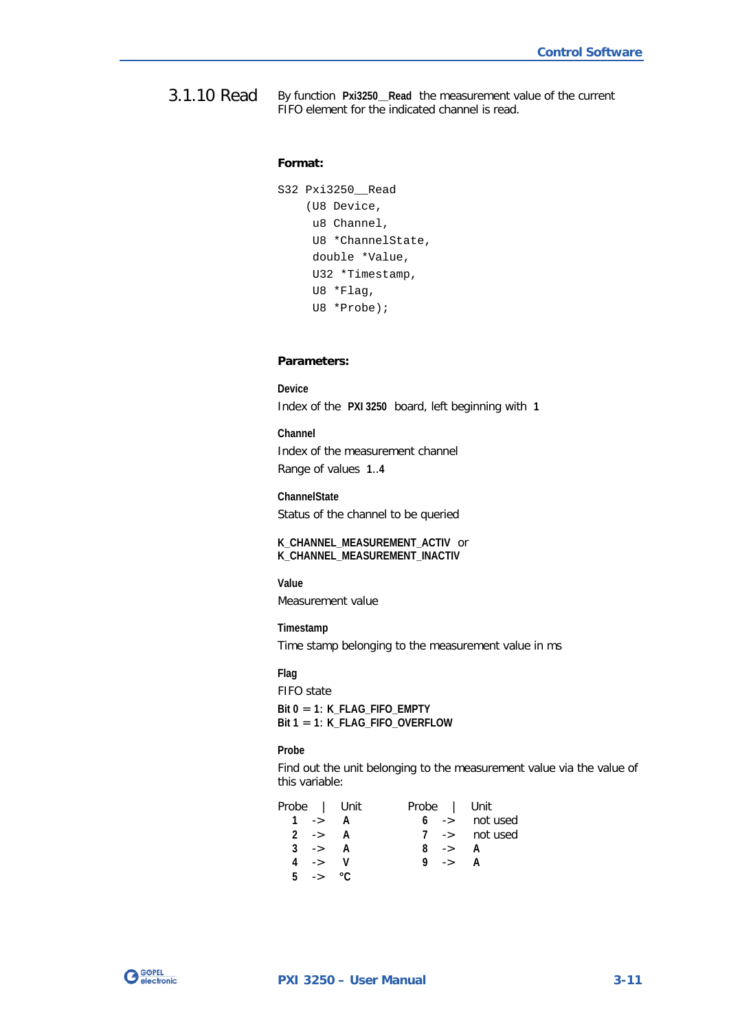## 3.1.10 Read

By function **Pxi3250__Read** the measurement value of the current FIFO element for the indicated channel is read.

**Format:**

```
S32 Pxi3250__Read
    (U8 Device,
     u8 Channel,
     U8 *ChannelState,
     double *Value,
     U32 *Timestamp,
     U8 *Flag,
     U8 *Probe);
```

**Parameters:**

**Device**

Index of the **PXI 3250** board, left beginning with **1**

**Channel**

Index of the measurement channel

Range of values **1..4**

**ChannelState**

Status of the channel to be queried

**K_CHANNEL_MEASUREMENT_ACTIV** or
**K_CHANNEL_MEASUREMENT_INACTIV**

**Value**

Measurement value

**Timestamp**

Time stamp belonging to the measurement value in ms

**Flag**

FIFO state

**Bit 0 = 1: K_FLAG_FIFO_EMPTY**
**Bit 1 = 1: K_FLAG_FIFO_OVERFLOW**

**Probe**

Find out the unit belonging to the measurement value via the value of this variable:

| Probe | | Unit | Probe | | Unit |
|---|---|---|---|---|---|
| **1** | -> | **A** | **6** | -> | not used |
| **2** | -> | **A** | **7** | -> | not used |
| **3** | -> | **A** | **8** | -> | **A** |
| **4** | -> | **V** | **9** | -> | **A** |
| **5** | -> | **°C** | | | |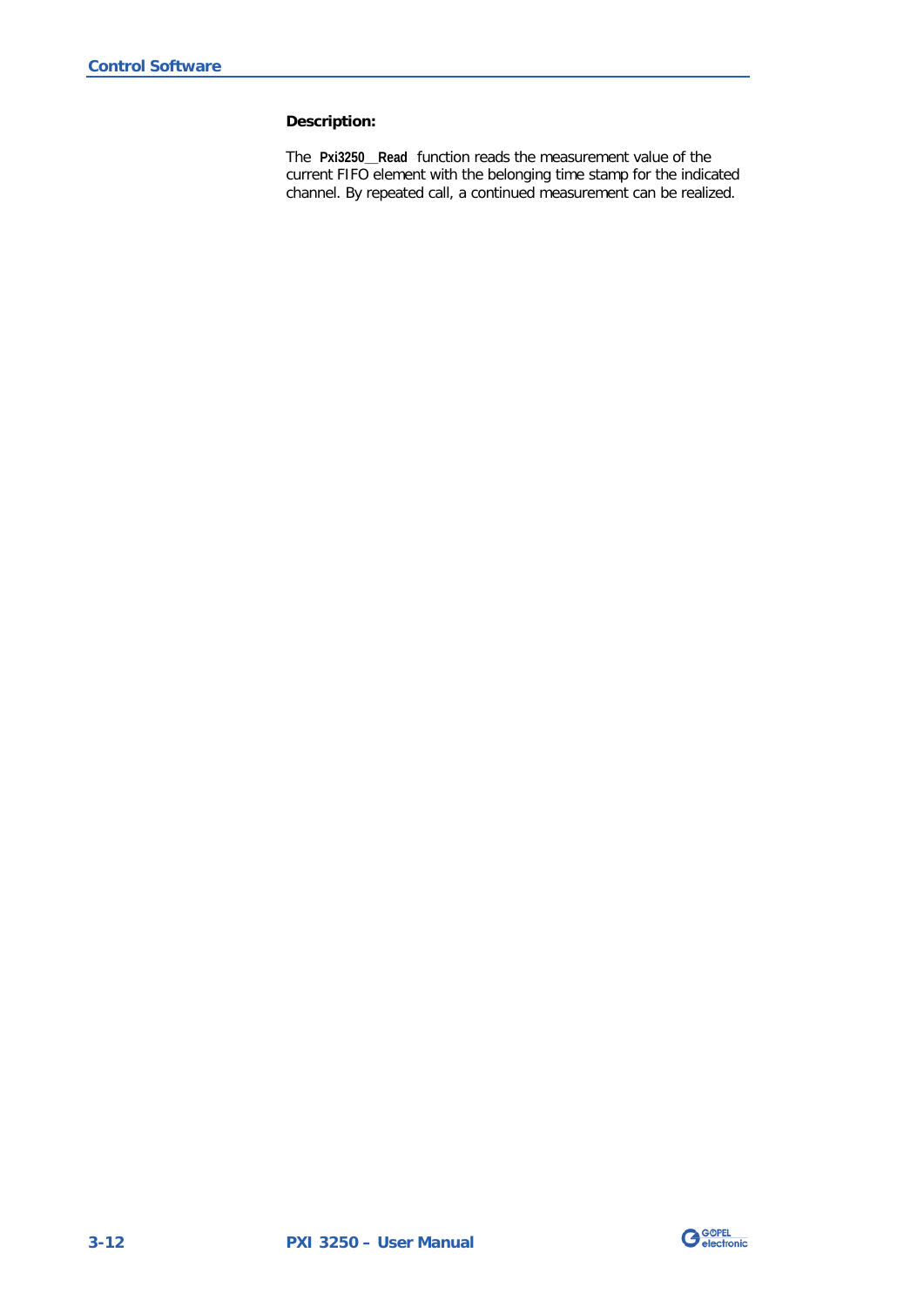**Description:**

The `Pxi3250__Read` function reads the measurement value of the current FIFO element with the belonging time stamp for the indicated channel. By repeated call, a continued measurement can be realized.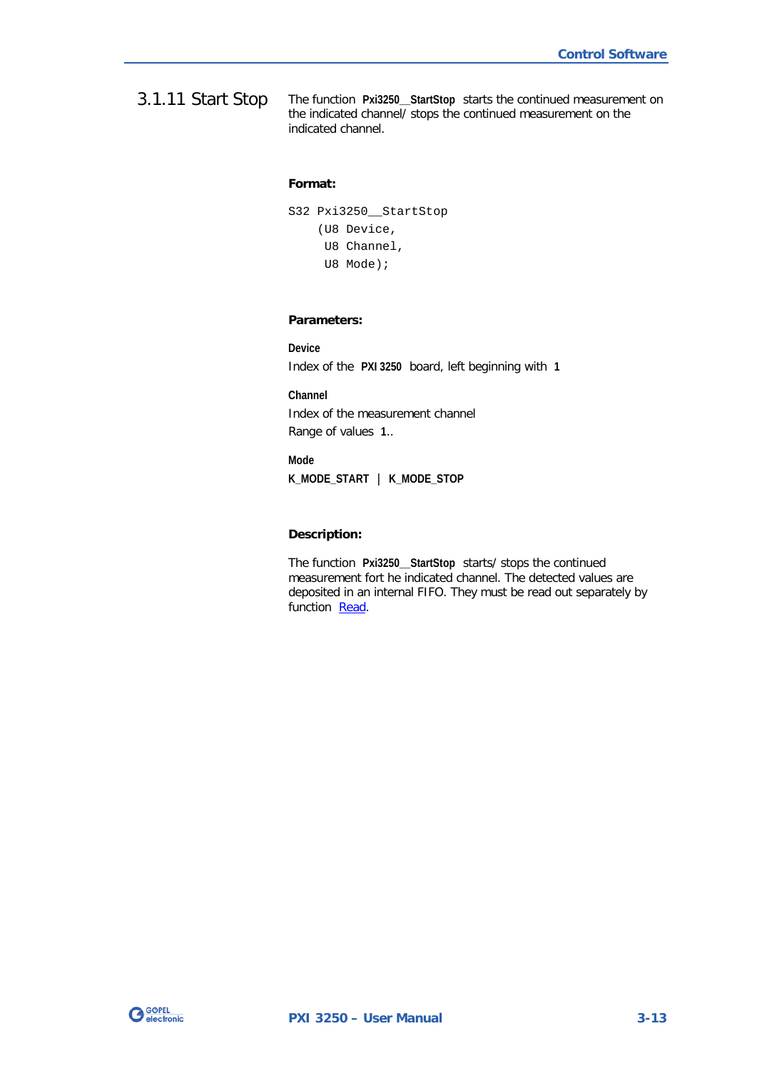### 3.1.11 Start Stop

The function **Pxi3250__StartStop** starts the continued measurement on the indicated channel/ stops the continued measurement on the indicated channel.

**Format:**

```
S32 Pxi3250__StartStop
    (U8 Device,
     U8 Channel,
     U8 Mode);
```

**Parameters:**

**Device**
Index of the **PXI 3250** board, left beginning with **1**

**Channel**
Index of the measurement channel
Range of values **1**..

**Mode**
**K_MODE_START** | **K_MODE_STOP**

**Description:**

The function **Pxi3250__StartStop** starts/ stops the continued measurement fort he indicated channel. The detected values are deposited in an internal FIFO. They must be read out separately by function Read.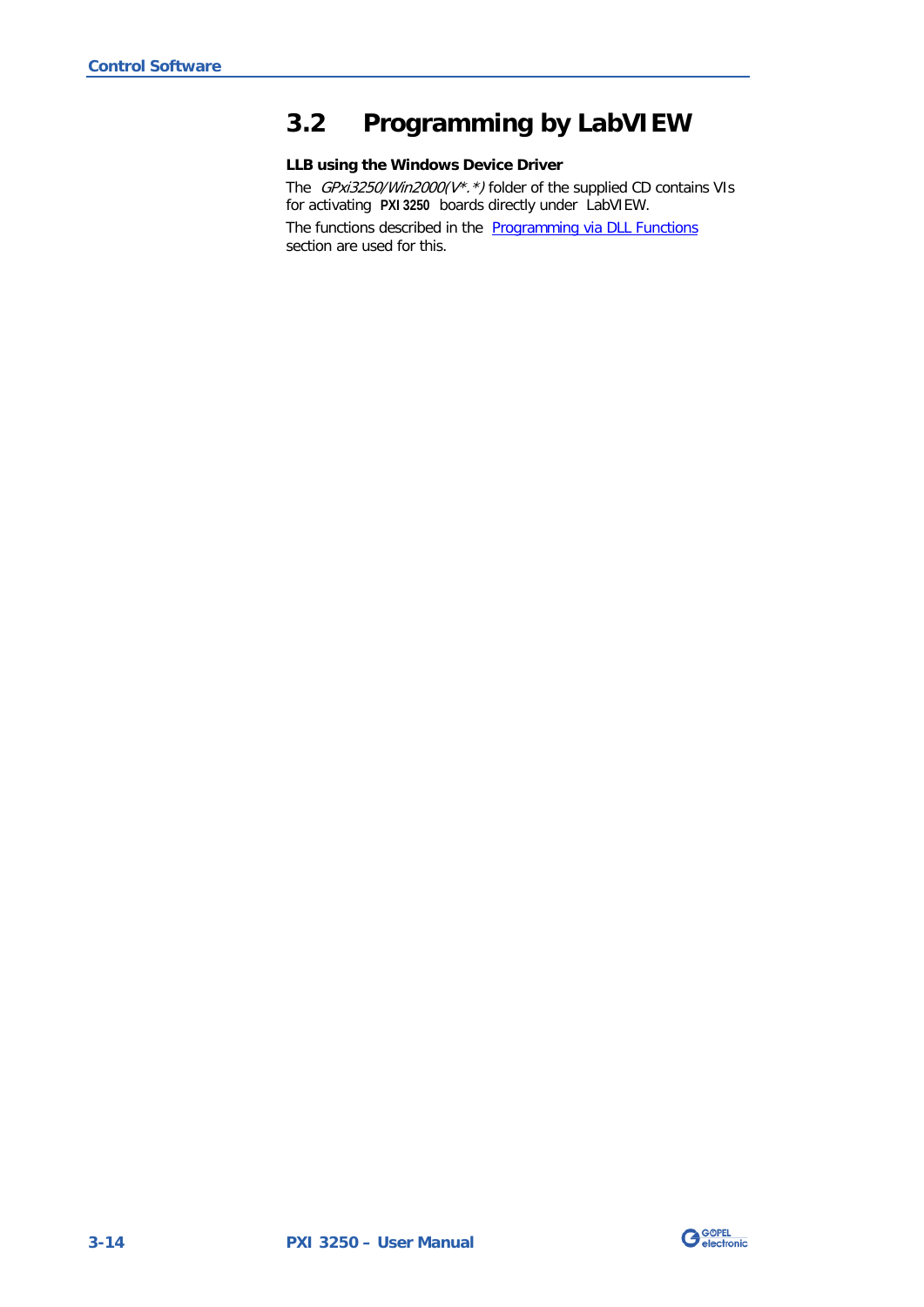## 3.2 Programming by LabVIEW

**LLB using the Windows Device Driver**

The *GPxi3250/Win2000(V*.*)* folder of the supplied CD contains VIs for activating **PXI 3250** boards directly under LabVIEW.

The functions described in the Programming via DLL Functions section are used for this.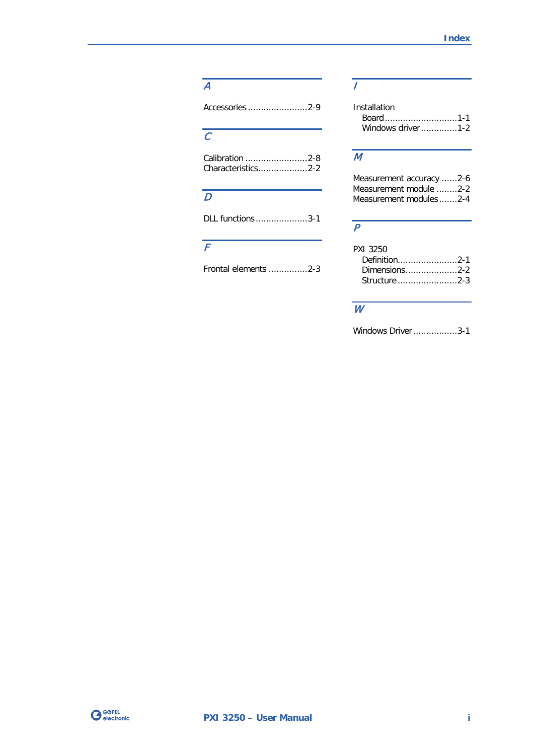# Index

## A

Accessories ....................... 2-9

## C

Calibration ........................ 2-8
Characteristics.................. 2-2

## D

DLL functions .................... 3-1

## F

Frontal elements .............. 2-3

## I

Installation
- Board ........................... 1-1
- Windows driver ............. 1-2

## M

Measurement accuracy ...... 2-6
Measurement module ........ 2-2
Measurement modules ....... 2-4

## P

PXI 3250
- Definition ...................... 2-1
- Dimensions .................... 2-2
- Structure ....................... 2-3

## W

Windows Driver ................. 3-1